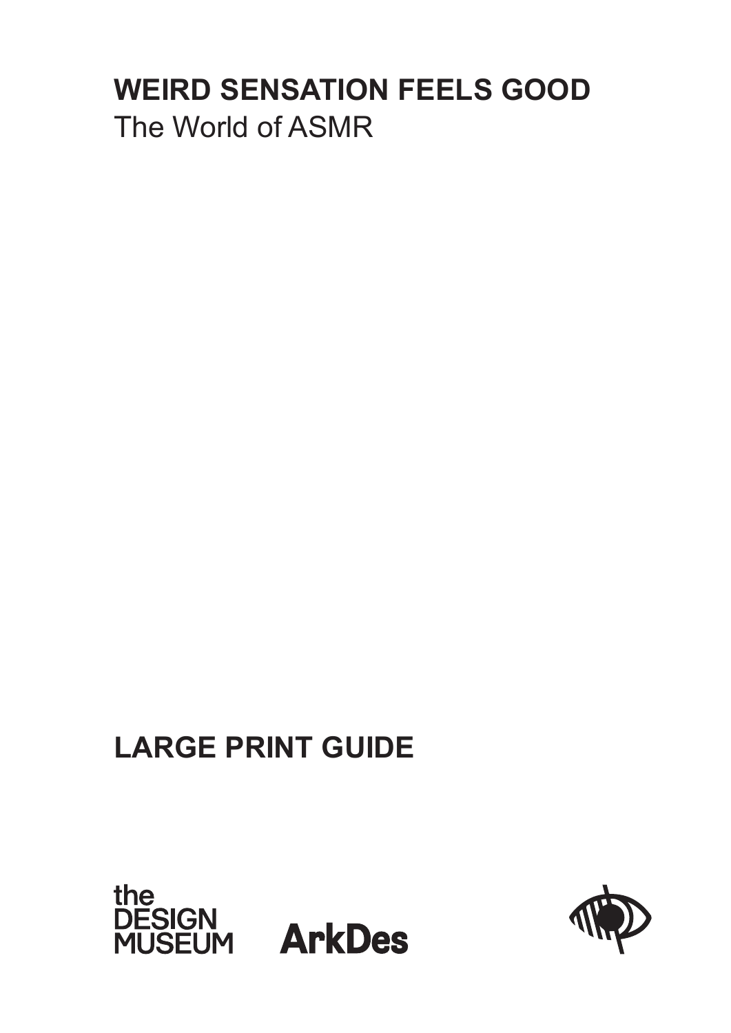# WEIRD SENSATION FEELS GOOD

The World of ASMR

## LARGE PRINT GUIDE

the DESIGN MUSEUM

ArkDes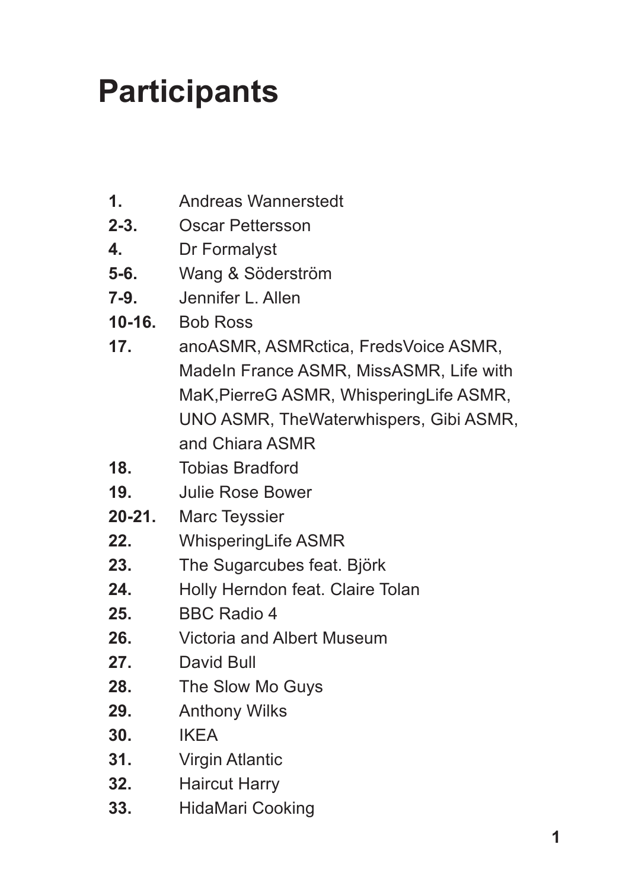# Participants

| | |
|---|---|
| **1.** | Andreas Wannerstedt |
| **2-3.** | Oscar Pettersson |
| **4.** | Dr Formalyst |
| **5-6.** | Wang & Söderström |
| **7-9.** | Jennifer L. Allen |
| **10-16.** | Bob Ross |
| **17.** | anoASMR, ASMRctica, FredsVoice ASMR, MadeIn France ASMR, MissASMR, Life with MaK,PierreG ASMR, WhisperingLife ASMR, UNO ASMR, TheWaterwhispers, Gibi ASMR, and Chiara ASMR |
| **18.** | Tobias Bradford |
| **19.** | Julie Rose Bower |
| **20-21.** | Marc Teyssier |
| **22.** | WhisperingLife ASMR |
| **23.** | The Sugarcubes feat. Björk |
| **24.** | Holly Herndon feat. Claire Tolan |
| **25.** | BBC Radio 4 |
| **26.** | Victoria and Albert Museum |
| **27.** | David Bull |
| **28.** | The Slow Mo Guys |
| **29.** | Anthony Wilks |
| **30.** | IKEA |
| **31.** | Virgin Atlantic |
| **32.** | Haircut Harry |
| **33.** | HidaMari Cooking |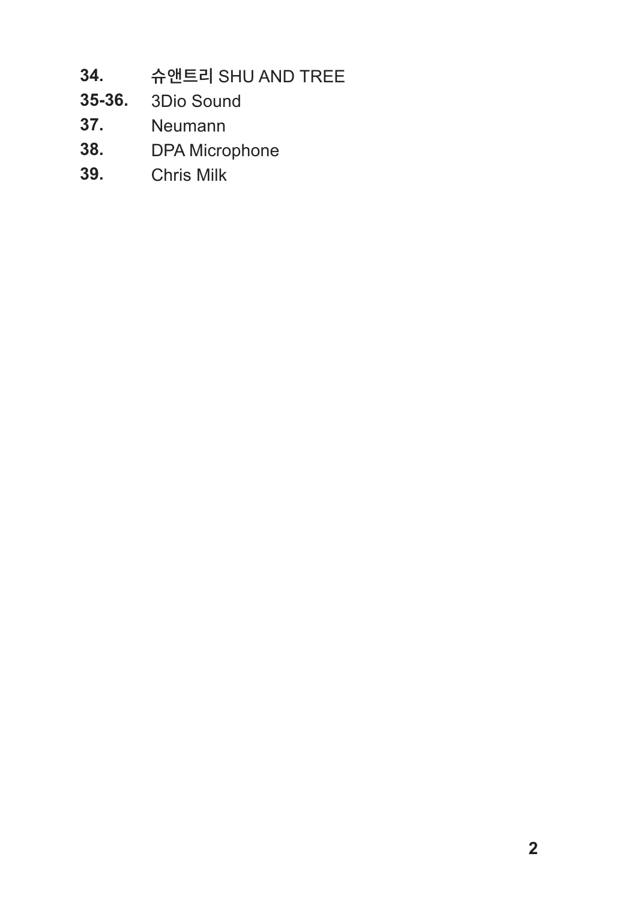**34.** **슈앤트리** SHU AND TREE
**35-36.** 3Dio Sound
**37.** Neumann
**38.** DPA Microphone
**39.** Chris Milk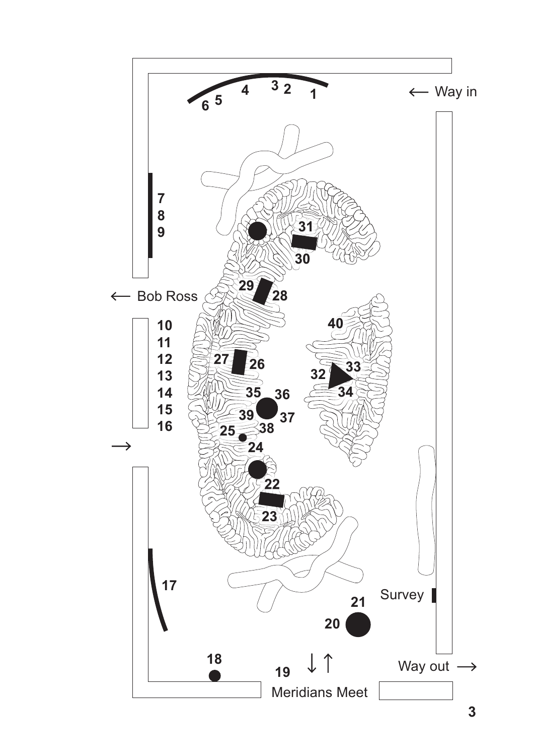← Way in

6 5 4 3 2 1

7
8
9

← Bob Ross

10
11
12
13
14
15
16

→

17

18

19 ↓ ↑

Meridians Meet

20

21

Survey

Way out →

31
30
29
28
27
26
40
32
33
34
35
36
39
37
38
25
24
22
23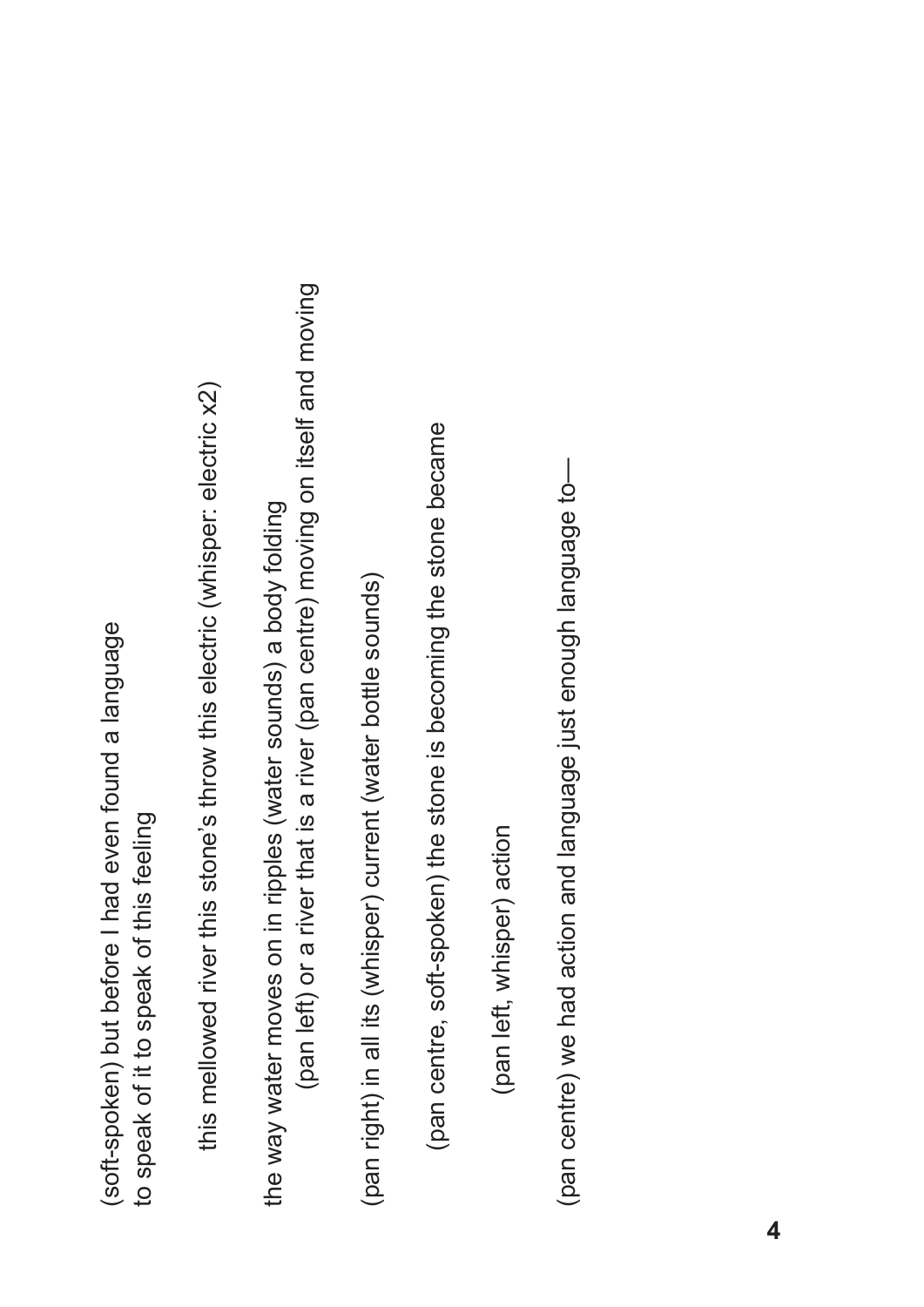(soft-spoken) but before I had even found a language
to speak of it to speak of this feeling

this mellowed river this stone's throw this electric (whisper: electric x2)

the way water moves on in ripples (water sounds) a body folding
(pan left) or a river that is a river (pan centre) moving on itself and moving

(pan right) in all its (whisper) current (water bottle sounds)

(pan centre, soft-spoken) the stone is becoming the stone became

(pan left, whisper) action

(pan centre) we had action and language just enough language to—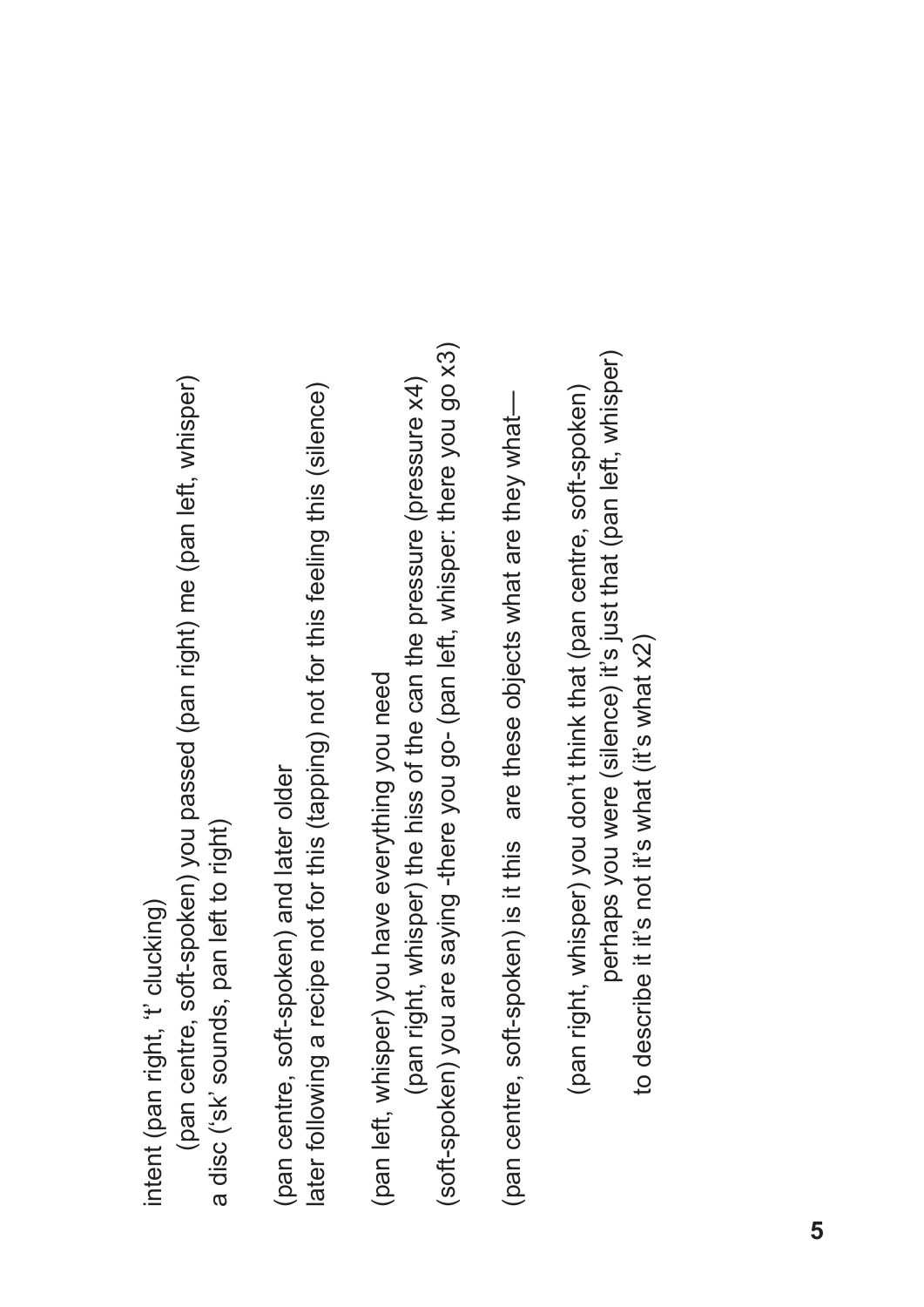intent (pan right, 't' clucking)
    (pan centre, soft-spoken) you passed (pan right) me (pan left, whisper)
a disc ('sk' sounds, pan left to right)

(pan centre, soft-spoken) and later older
later following a recipe not for this (tapping) not for this feeling this (silence)

(pan left, whisper) you have everything you need
    (pan right, whisper) the hiss of the can the pressure (pressure x4)
(soft-spoken) you are saying -there you go- (pan left, whisper: there you go x3)

(pan centre, soft-spoken) is it this   are these objects what are they what—

    (pan right, whisper) you don't think that (pan centre, soft-spoken)
        perhaps you were (silence) it's just that (pan left, whisper)
    to describe it it's not it's what (it's what x2)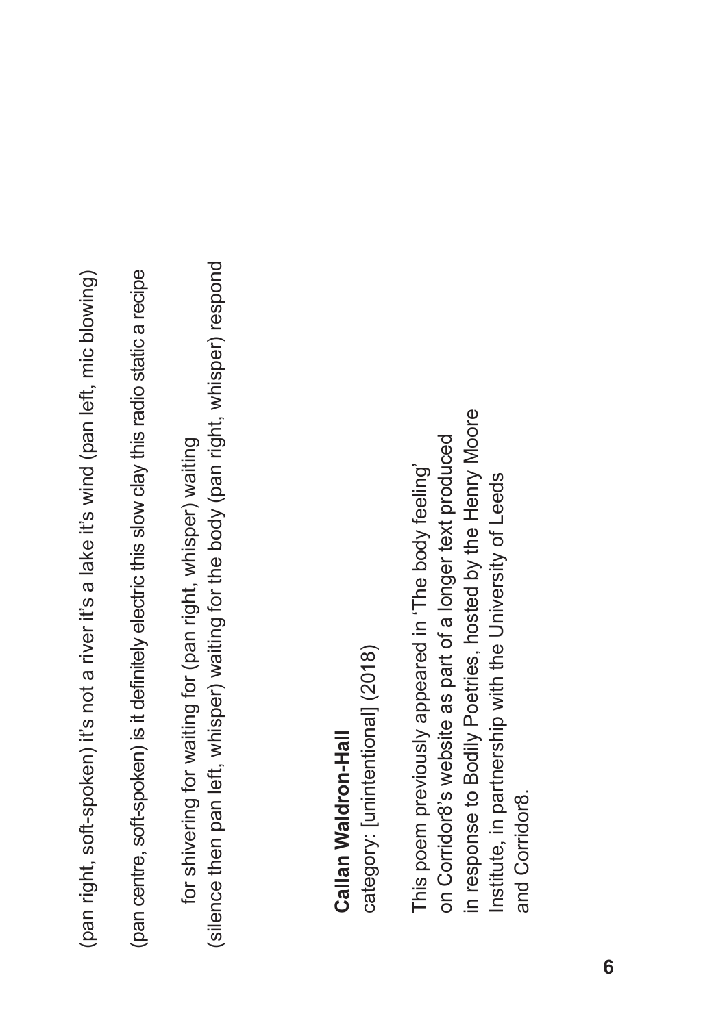(pan right, soft-spoken) it's not a river it's a lake it's wind (pan left, mic blowing)

(pan centre, soft-spoken) is it definitely electric this slow clay this radio static a recipe

  for shivering for waiting for (pan right, whisper) waiting
(silence then pan left, whisper) waiting for the body (pan right, whisper) respond

**Callan Waldron-Hall**
category: [unintentional] (2018)

This poem previously appeared in 'The body feeling' on Corridor8's website as part of a longer text produced in response to Bodily Poetries, hosted by the Henry Moore Institute, in partnership with the University of Leeds and Corridor8.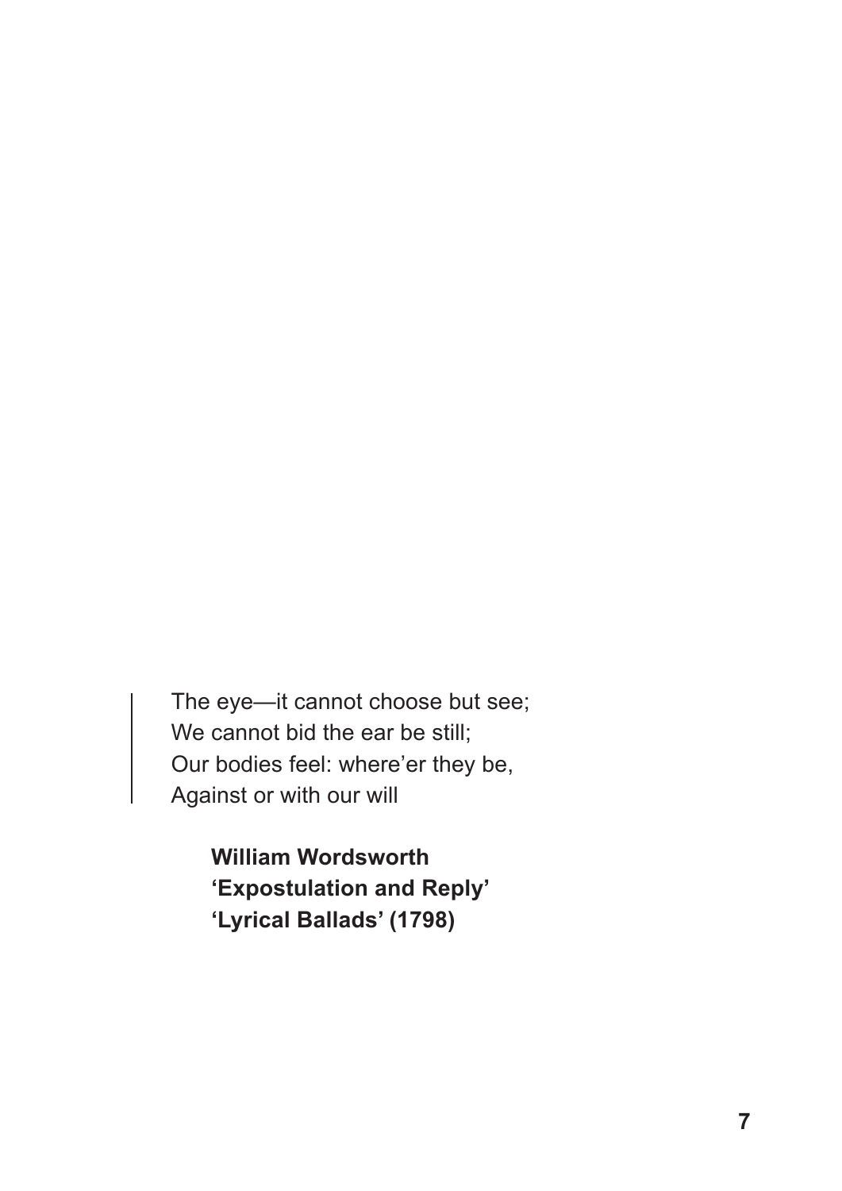> The eye—it cannot choose but see;
> We cannot bid the ear be still;
> Our bodies feel: where'er they be,
> Against or with our will

**William Wordsworth**
**'Expostulation and Reply'**
**'Lyrical Ballads' (1798)**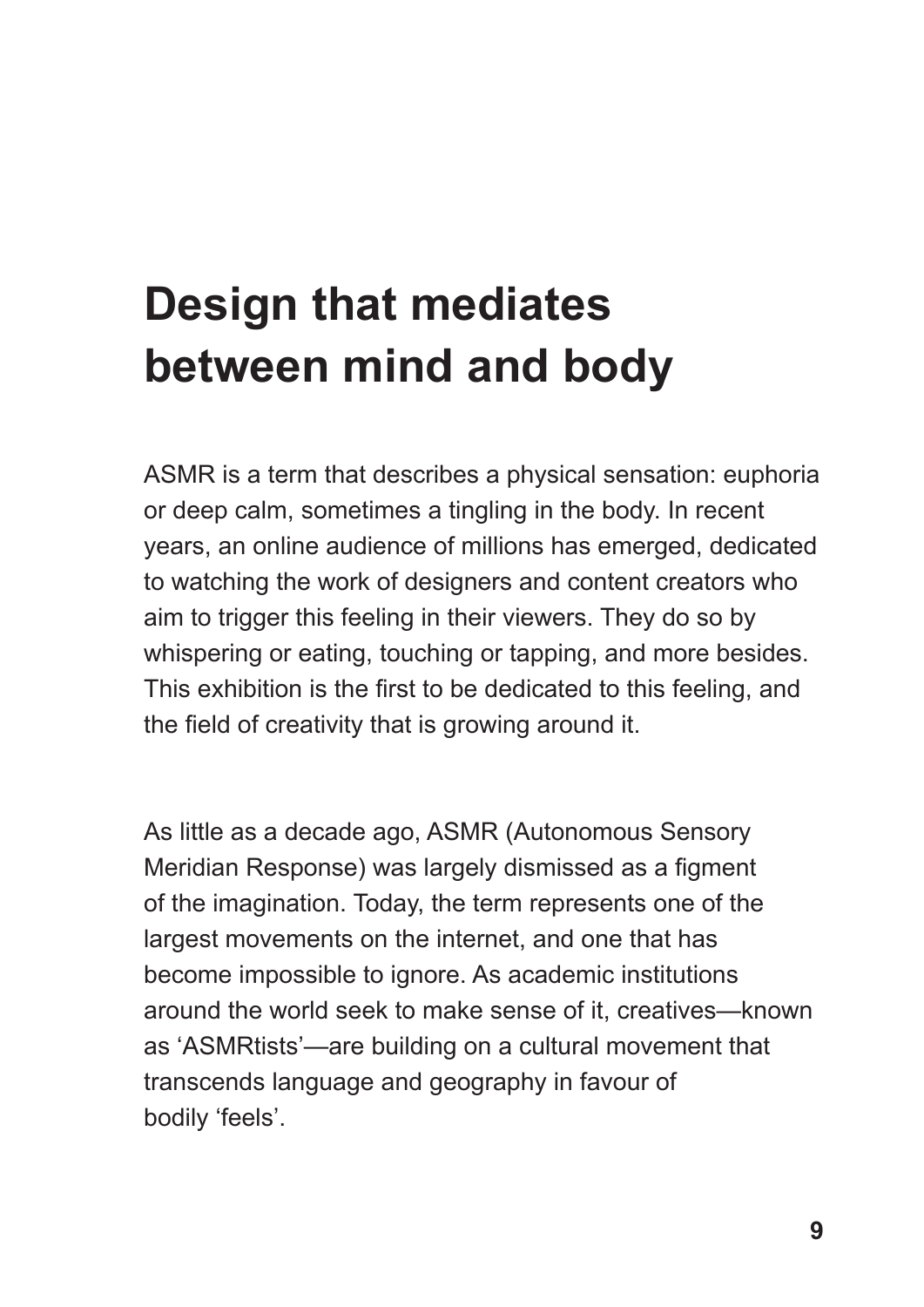# Design that mediates between mind and body

ASMR is a term that describes a physical sensation: euphoria or deep calm, sometimes a tingling in the body. In recent years, an online audience of millions has emerged, dedicated to watching the work of designers and content creators who aim to trigger this feeling in their viewers. They do so by whispering or eating, touching or tapping, and more besides. This exhibition is the first to be dedicated to this feeling, and the field of creativity that is growing around it.

As little as a decade ago, ASMR (Autonomous Sensory Meridian Response) was largely dismissed as a figment of the imagination. Today, the term represents one of the largest movements on the internet, and one that has become impossible to ignore. As academic institutions around the world seek to make sense of it, creatives—known as 'ASMRtists'—are building on a cultural movement that transcends language and geography in favour of bodily 'feels'.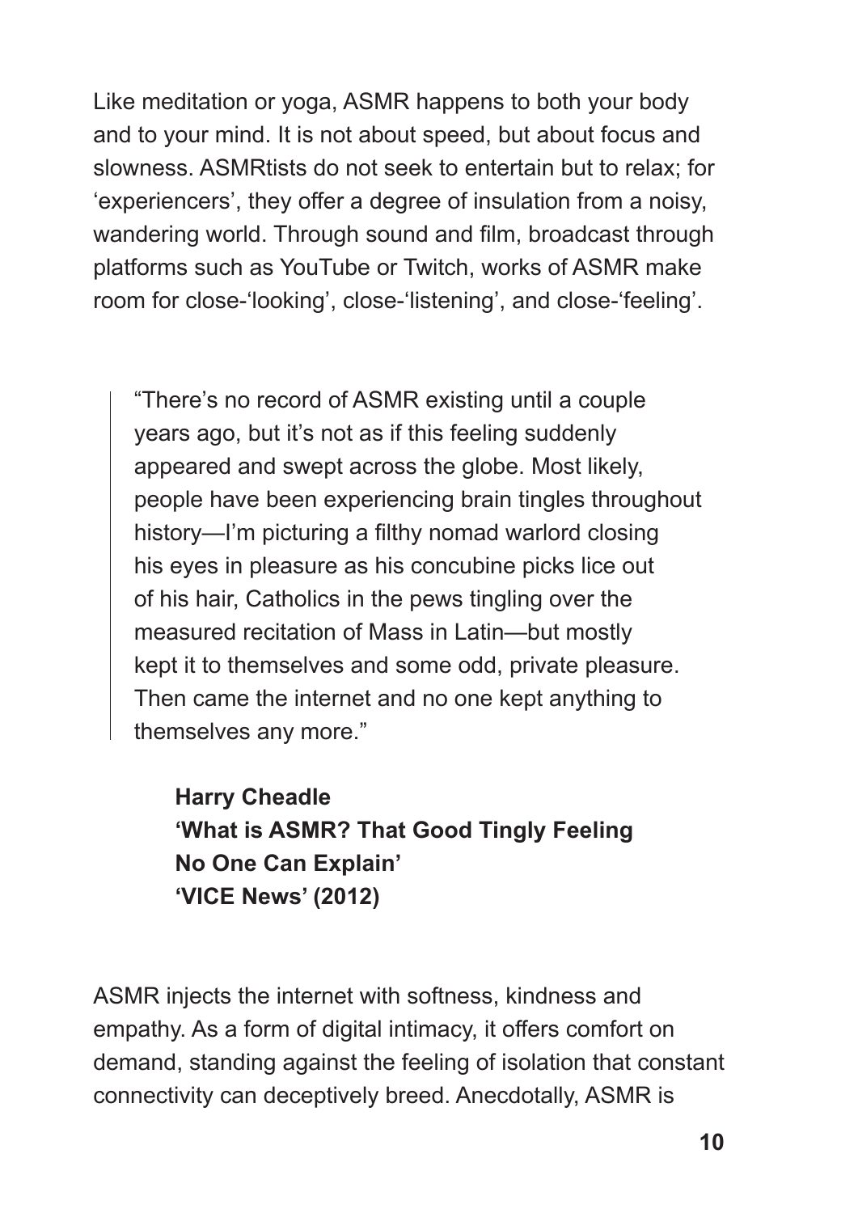Like meditation or yoga, ASMR happens to both your body and to your mind. It is not about speed, but about focus and slowness. ASMRtists do not seek to entertain but to relax; for 'experiencers', they offer a degree of insulation from a noisy, wandering world. Through sound and film, broadcast through platforms such as YouTube or Twitch, works of ASMR make room for close-'looking', close-'listening', and close-'feeling'.

> "There's no record of ASMR existing until a couple years ago, but it's not as if this feeling suddenly appeared and swept across the globe. Most likely, people have been experiencing brain tingles throughout history—I'm picturing a filthy nomad warlord closing his eyes in pleasure as his concubine picks lice out of his hair, Catholics in the pews tingling over the measured recitation of Mass in Latin—but mostly kept it to themselves and some odd, private pleasure. Then came the internet and no one kept anything to themselves any more."

**Harry Cheadle**
**'What is ASMR? That Good Tingly Feeling No One Can Explain'**
**'VICE News' (2012)**

ASMR injects the internet with softness, kindness and empathy. As a form of digital intimacy, it offers comfort on demand, standing against the feeling of isolation that constant connectivity can deceptively breed. Anecdotally, ASMR is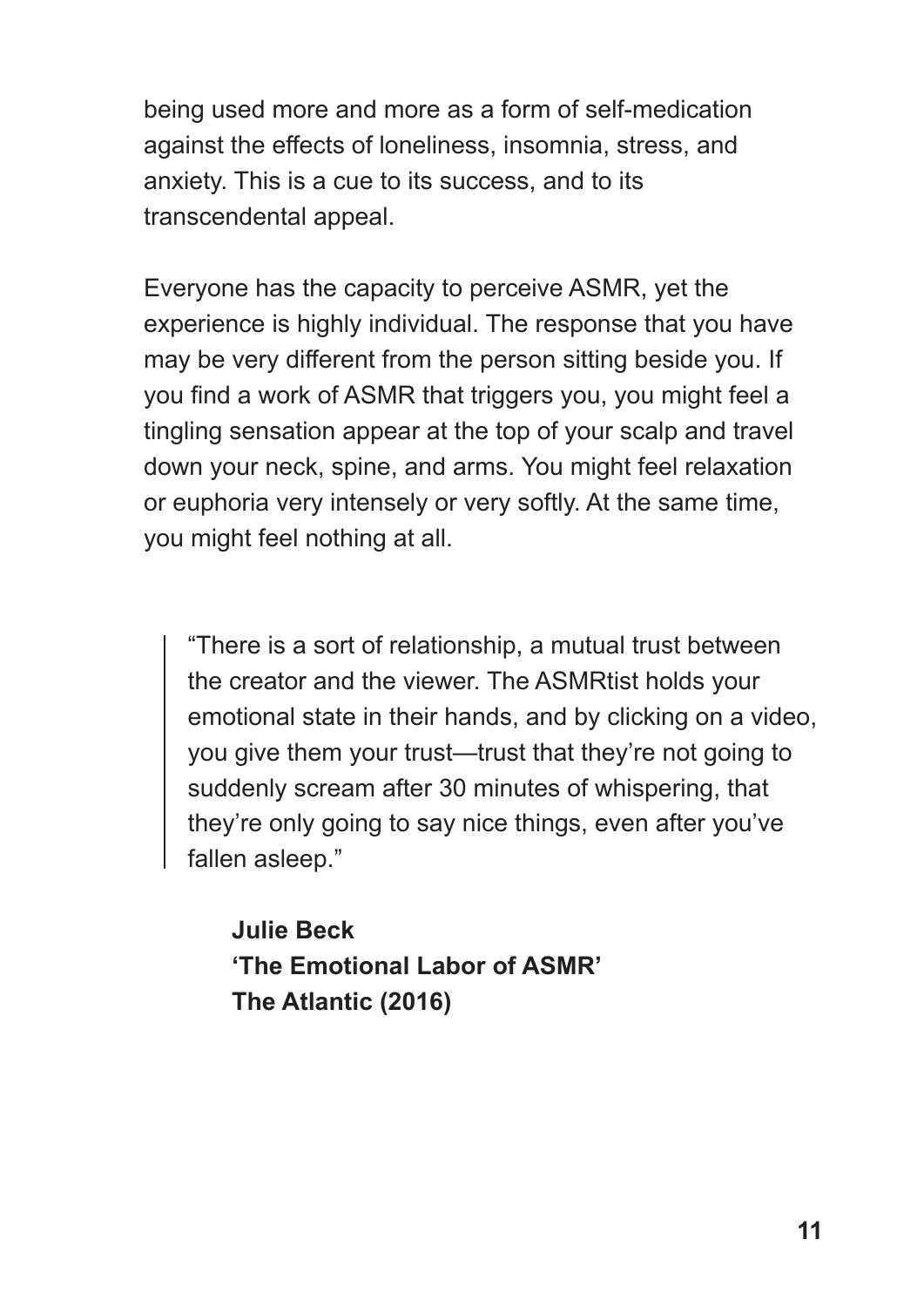being used more and more as a form of self-medication against the effects of loneliness, insomnia, stress, and anxiety. This is a cue to its success, and to its transcendental appeal.

Everyone has the capacity to perceive ASMR, yet the experience is highly individual. The response that you have may be very different from the person sitting beside you. If you find a work of ASMR that triggers you, you might feel a tingling sensation appear at the top of your scalp and travel down your neck, spine, and arms. You might feel relaxation or euphoria very intensely or very softly. At the same time, you might feel nothing at all.

> “There is a sort of relationship, a mutual trust between the creator and the viewer. The ASMRtist holds your emotional state in their hands, and by clicking on a video, you give them your trust—trust that they’re not going to suddenly scream after 30 minutes of whispering, that they’re only going to say nice things, even after you’ve fallen asleep.”

**Julie Beck**
**‘The Emotional Labor of ASMR’**
**The Atlantic (2016)**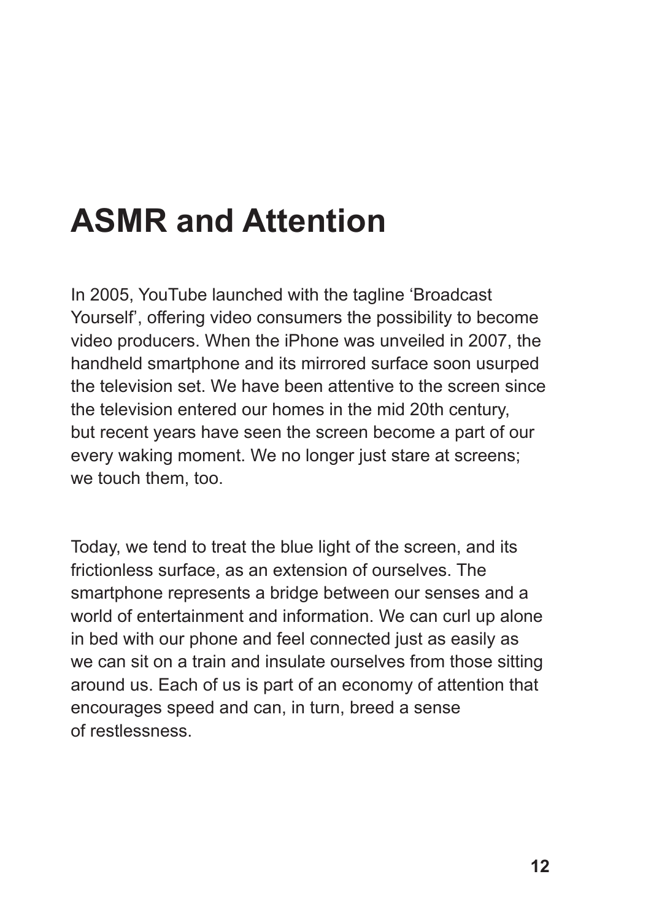# ASMR and Attention

In 2005, YouTube launched with the tagline ‘Broadcast Yourself’, offering video consumers the possibility to become video producers. When the iPhone was unveiled in 2007, the handheld smartphone and its mirrored surface soon usurped the television set. We have been attentive to the screen since the television entered our homes in the mid 20th century, but recent years have seen the screen become a part of our every waking moment. We no longer just stare at screens; we touch them, too.

Today, we tend to treat the blue light of the screen, and its frictionless surface, as an extension of ourselves. The smartphone represents a bridge between our senses and a world of entertainment and information. We can curl up alone in bed with our phone and feel connected just as easily as we can sit on a train and insulate ourselves from those sitting around us. Each of us is part of an economy of attention that encourages speed and can, in turn, breed a sense of restlessness.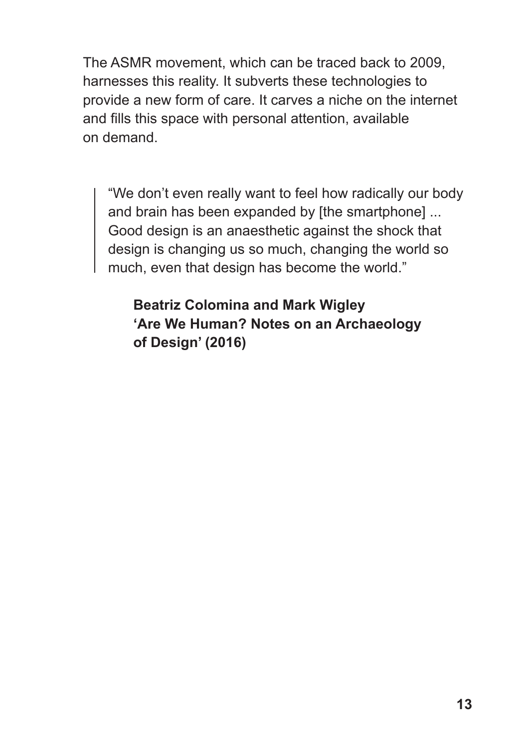The ASMR movement, which can be traced back to 2009, harnesses this reality. It subverts these technologies to provide a new form of care. It carves a niche on the internet and fills this space with personal attention, available on demand.

> "We don't even really want to feel how radically our body and brain has been expanded by [the smartphone] ... Good design is an anaesthetic against the shock that design is changing us so much, changing the world so much, even that design has become the world."

**Beatriz Colomina and Mark Wigley**
**'Are We Human? Notes on an Archaeology of Design' (2016)**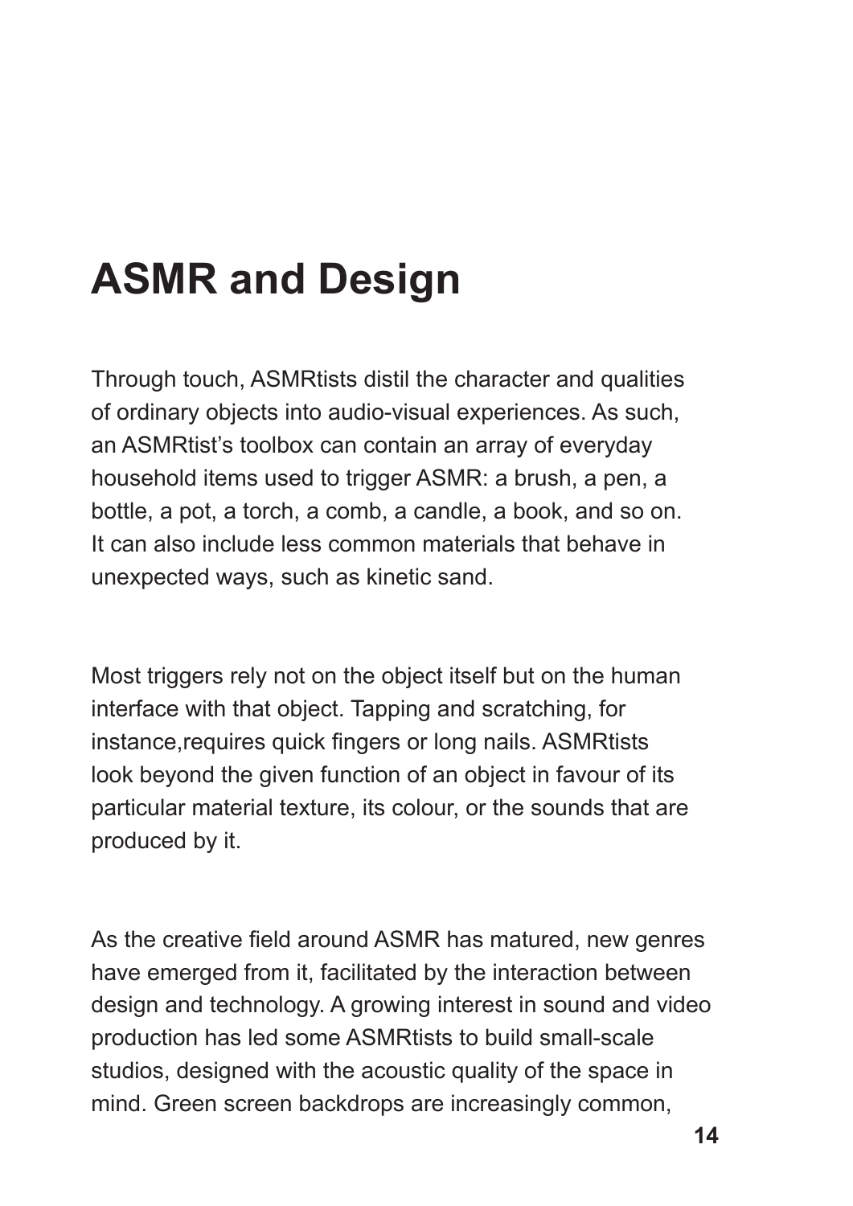# ASMR and Design

Through touch, ASMRtists distil the character and qualities of ordinary objects into audio-visual experiences. As such, an ASMRtist's toolbox can contain an array of everyday household items used to trigger ASMR: a brush, a pen, a bottle, a pot, a torch, a comb, a candle, a book, and so on. It can also include less common materials that behave in unexpected ways, such as kinetic sand.

Most triggers rely not on the object itself but on the human interface with that object. Tapping and scratching, for instance,requires quick fingers or long nails. ASMRtists look beyond the given function of an object in favour of its particular material texture, its colour, or the sounds that are produced by it.

As the creative field around ASMR has matured, new genres have emerged from it, facilitated by the interaction between design and technology. A growing interest in sound and video production has led some ASMRtists to build small-scale studios, designed with the acoustic quality of the space in mind. Green screen backdrops are increasingly common,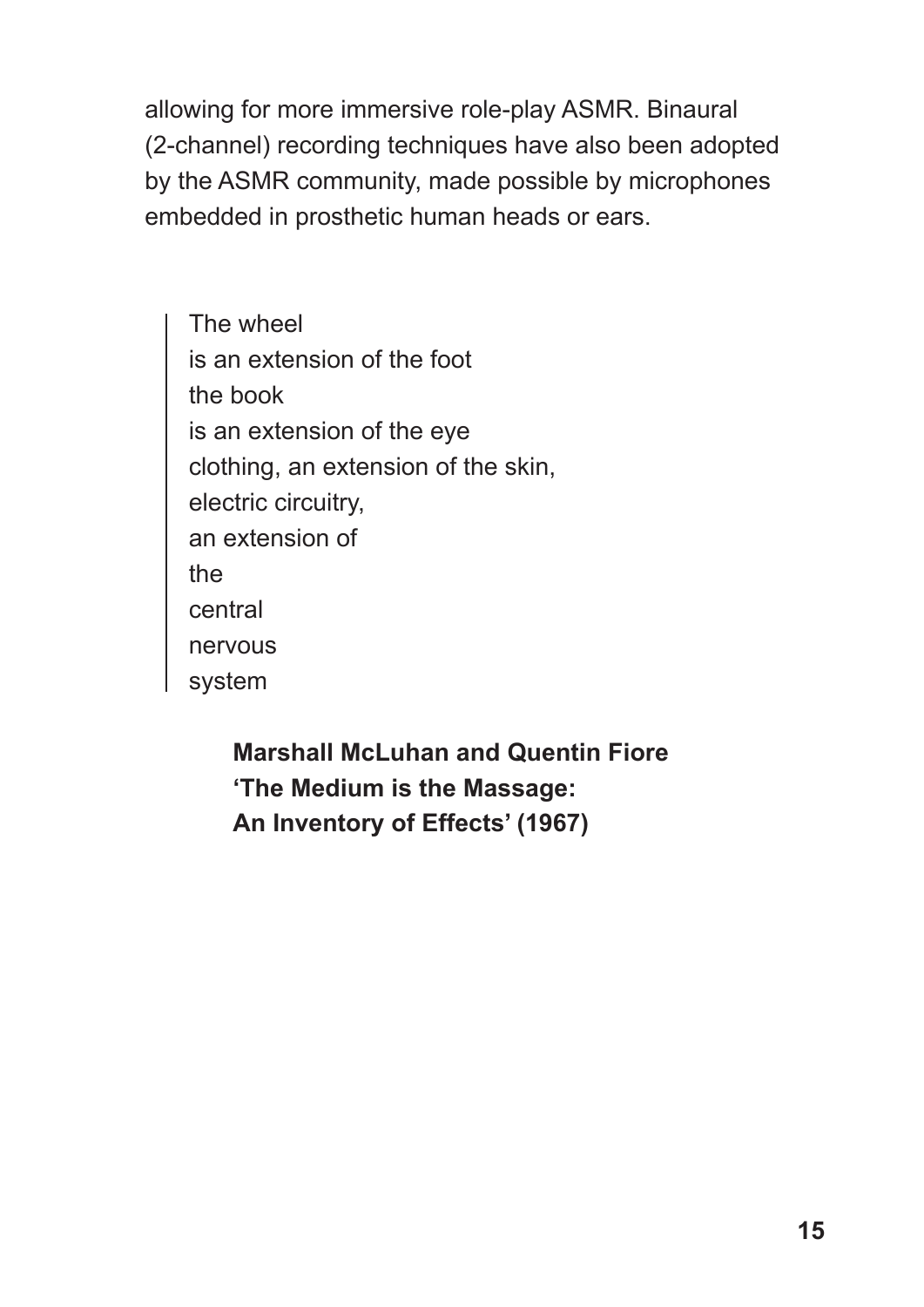allowing for more immersive role-play ASMR. Binaural (2-channel) recording techniques have also been adopted by the ASMR community, made possible by microphones embedded in prosthetic human heads or ears.

> The wheel
> is an extension of the foot
> the book
> is an extension of the eye
> clothing, an extension of the skin,
> electric circuitry,
> an extension of
> the
> central
> nervous
> system

**Marshall McLuhan and Quentin Fiore**
**'The Medium is the Massage:**
**An Inventory of Effects' (1967)**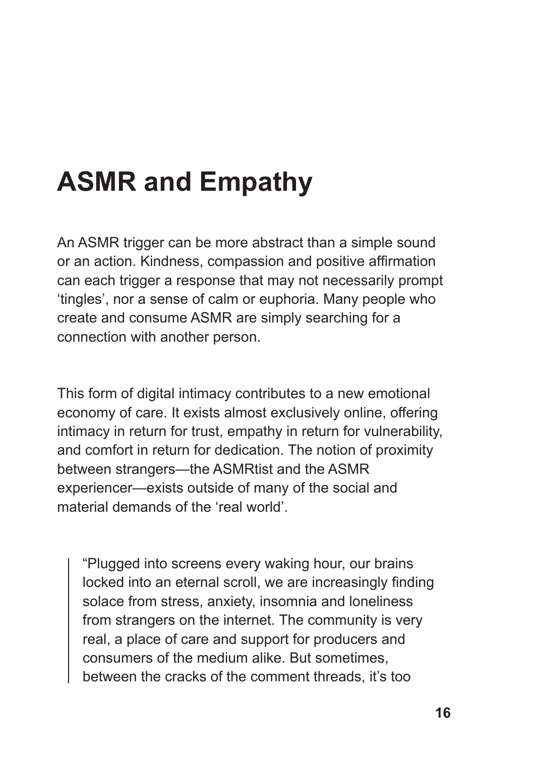# ASMR and Empathy

An ASMR trigger can be more abstract than a simple sound or an action. Kindness, compassion and positive affirmation can each trigger a response that may not necessarily prompt 'tingles', nor a sense of calm or euphoria. Many people who create and consume ASMR are simply searching for a connection with another person.

This form of digital intimacy contributes to a new emotional economy of care. It exists almost exclusively online, offering intimacy in return for trust, empathy in return for vulnerability, and comfort in return for dedication. The notion of proximity between strangers—the ASMRtist and the ASMR experiencer—exists outside of many of the social and material demands of the 'real world'.

> "Plugged into screens every waking hour, our brains locked into an eternal scroll, we are increasingly finding solace from stress, anxiety, insomnia and loneliness from strangers on the internet. The community is very real, a place of care and support for producers and consumers of the medium alike. But sometimes, between the cracks of the comment threads, it's too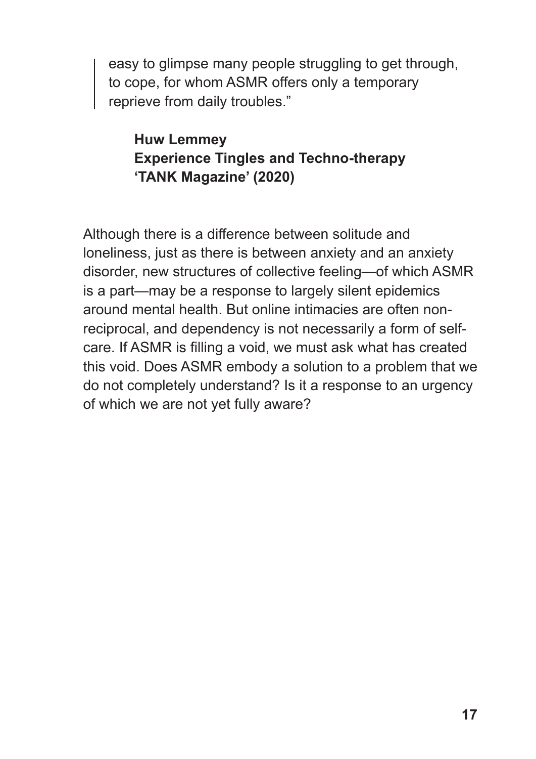> easy to glimpse many people struggling to get through, to cope, for whom ASMR offers only a temporary reprieve from daily troubles."

**Huw Lemmey**
**Experience Tingles and Techno-therapy**
**'TANK Magazine' (2020)**

Although there is a difference between solitude and loneliness, just as there is between anxiety and an anxiety disorder, new structures of collective feeling—of which ASMR is a part—may be a response to largely silent epidemics around mental health. But online intimacies are often non-reciprocal, and dependency is not necessarily a form of self-care. If ASMR is filling a void, we must ask what has created this void. Does ASMR embody a solution to a problem that we do not completely understand? Is it a response to an urgency of which we are not yet fully aware?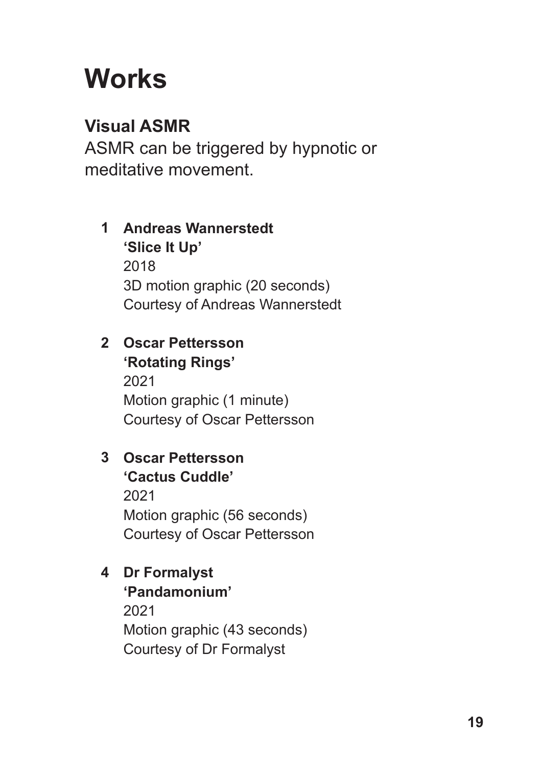# Works

## Visual ASMR

ASMR can be triggered by hypnotic or meditative movement.

1. **Andreas Wannerstedt**
   **'Slice It Up'**
   2018
   3D motion graphic (20 seconds)
   Courtesy of Andreas Wannerstedt

2. **Oscar Pettersson**
   **'Rotating Rings'**
   2021
   Motion graphic (1 minute)
   Courtesy of Oscar Pettersson

3. **Oscar Pettersson**
   **'Cactus Cuddle'**
   2021
   Motion graphic (56 seconds)
   Courtesy of Oscar Pettersson

4. **Dr Formalyst**
   **'Pandamonium'**
   2021
   Motion graphic (43 seconds)
   Courtesy of Dr Formalyst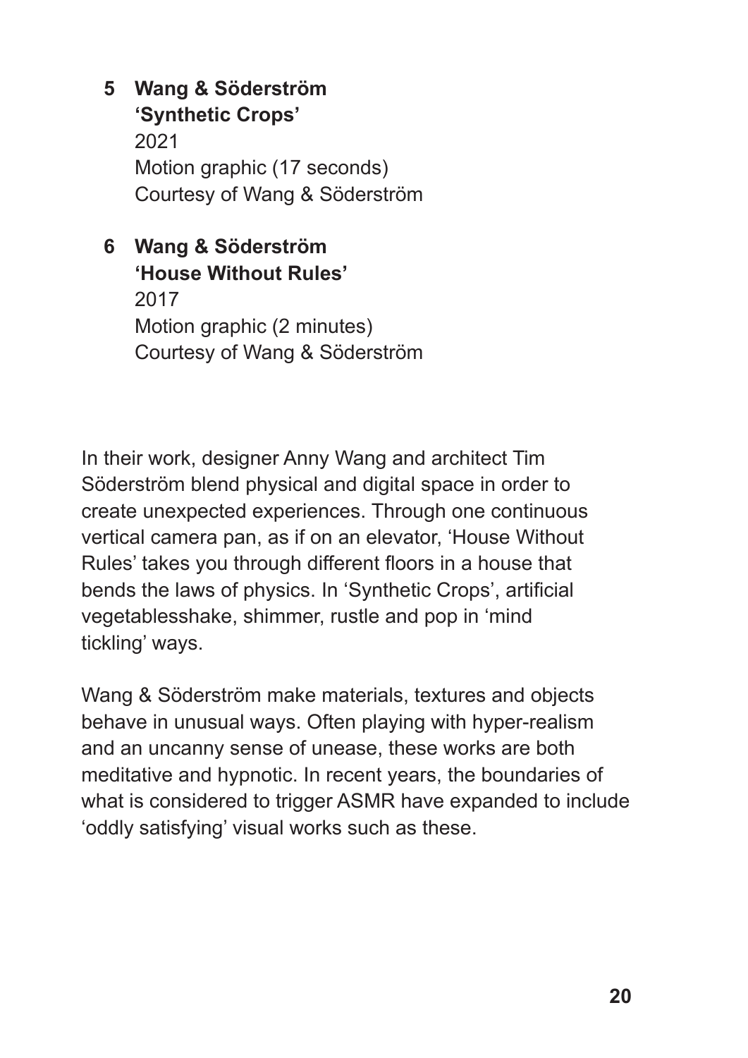**5 Wang & Söderström**
**'Synthetic Crops'**
2021
Motion graphic (17 seconds)
Courtesy of Wang & Söderström

**6 Wang & Söderström**
**'House Without Rules'**
2017
Motion graphic (2 minutes)
Courtesy of Wang & Söderström

In their work, designer Anny Wang and architect Tim Söderström blend physical and digital space in order to create unexpected experiences. Through one continuous vertical camera pan, as if on an elevator, 'House Without Rules' takes you through different floors in a house that bends the laws of physics. In 'Synthetic Crops', artificial vegetablesshake, shimmer, rustle and pop in 'mind tickling' ways.

Wang & Söderström make materials, textures and objects behave in unusual ways. Often playing with hyper-realism and an uncanny sense of unease, these works are both meditative and hypnotic. In recent years, the boundaries of what is considered to trigger ASMR have expanded to include 'oddly satisfying' visual works such as these.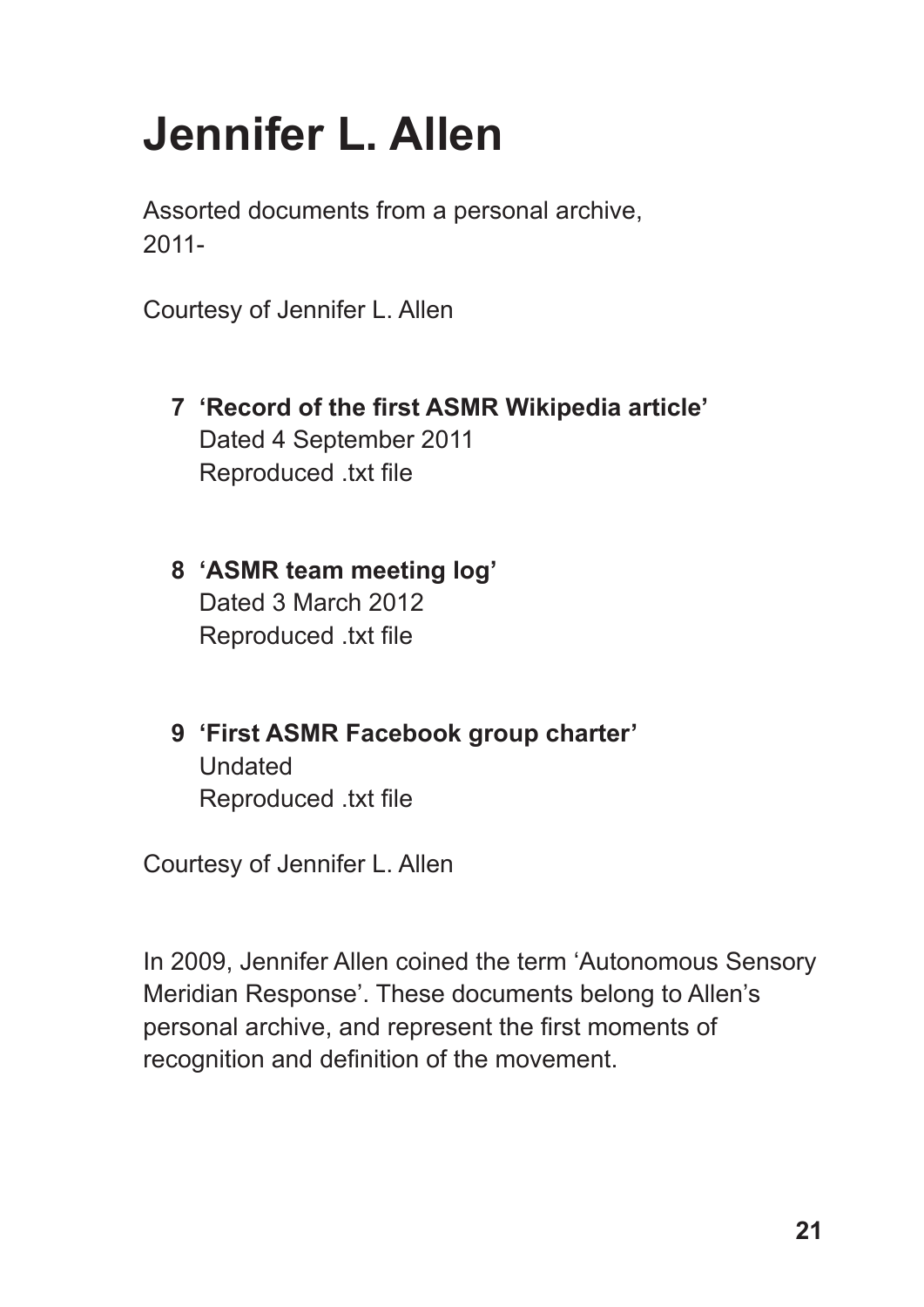# Jennifer L. Allen

Assorted documents from a personal archive,
2011-

Courtesy of Jennifer L. Allen

**7 'Record of the first ASMR Wikipedia article'**
Dated 4 September 2011
Reproduced .txt file

**8 'ASMR team meeting log'**
Dated 3 March 2012
Reproduced .txt file

**9 'First ASMR Facebook group charter'**
Undated
Reproduced .txt file

Courtesy of Jennifer L. Allen

In 2009, Jennifer Allen coined the term 'Autonomous Sensory Meridian Response'. These documents belong to Allen's personal archive, and represent the first moments of recognition and definition of the movement.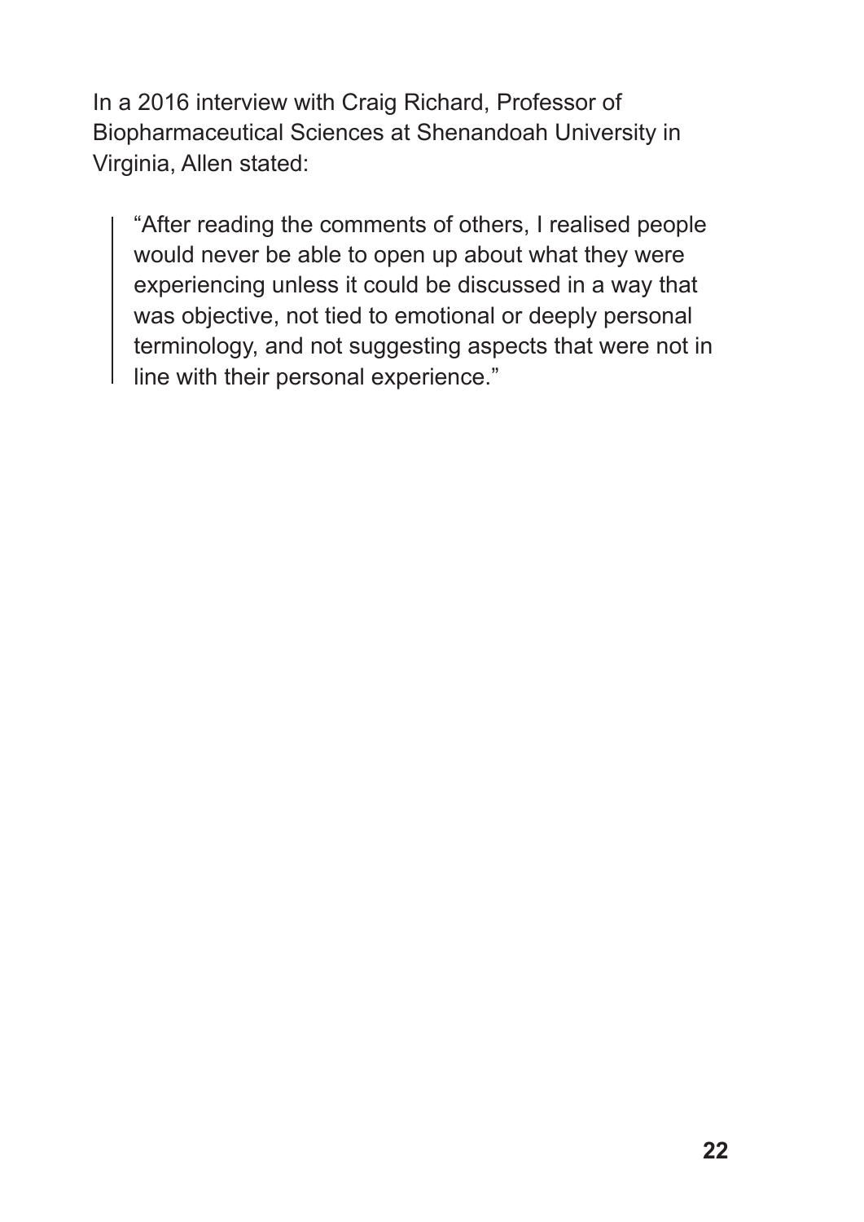In a 2016 interview with Craig Richard, Professor of Biopharmaceutical Sciences at Shenandoah University in Virginia, Allen stated:

> "After reading the comments of others, I realised people would never be able to open up about what they were experiencing unless it could be discussed in a way that was objective, not tied to emotional or deeply personal terminology, and not suggesting aspects that were not in line with their personal experience."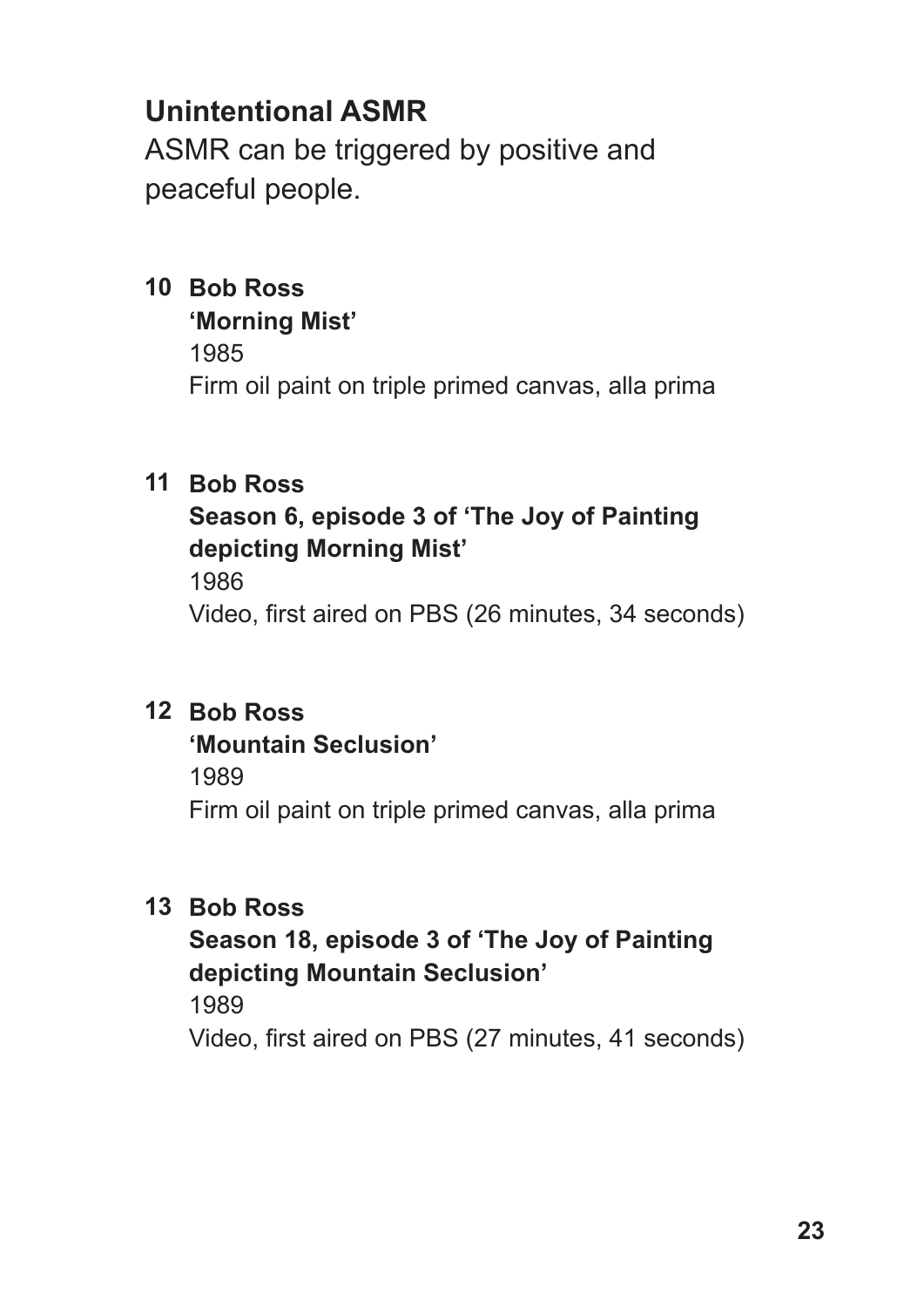## Unintentional ASMR

ASMR can be triggered by positive and peaceful people.

**10 Bob Ross**
**'Morning Mist'**
1985
Firm oil paint on triple primed canvas, alla prima

**11 Bob Ross**
**Season 6, episode 3 of 'The Joy of Painting depicting Morning Mist'**
1986
Video, first aired on PBS (26 minutes, 34 seconds)

**12 Bob Ross**
**'Mountain Seclusion'**
1989
Firm oil paint on triple primed canvas, alla prima

**13 Bob Ross**
**Season 18, episode 3 of 'The Joy of Painting depicting Mountain Seclusion'**
1989
Video, first aired on PBS (27 minutes, 41 seconds)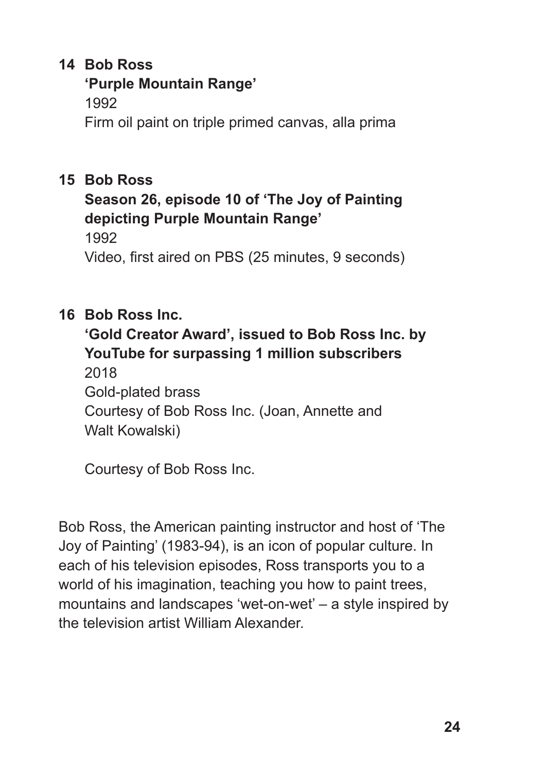**14 Bob Ross**
**'Purple Mountain Range'**
1992
Firm oil paint on triple primed canvas, alla prima

**15 Bob Ross**
**Season 26, episode 10 of 'The Joy of Painting depicting Purple Mountain Range'**
1992
Video, first aired on PBS (25 minutes, 9 seconds)

**16 Bob Ross Inc.**
**'Gold Creator Award', issued to Bob Ross Inc. by YouTube for surpassing 1 million subscribers**
2018
Gold-plated brass
Courtesy of Bob Ross Inc. (Joan, Annette and Walt Kowalski)

Courtesy of Bob Ross Inc.

Bob Ross, the American painting instructor and host of 'The Joy of Painting' (1983-94), is an icon of popular culture. In each of his television episodes, Ross transports you to a world of his imagination, teaching you how to paint trees, mountains and landscapes 'wet-on-wet' – a style inspired by the television artist William Alexander.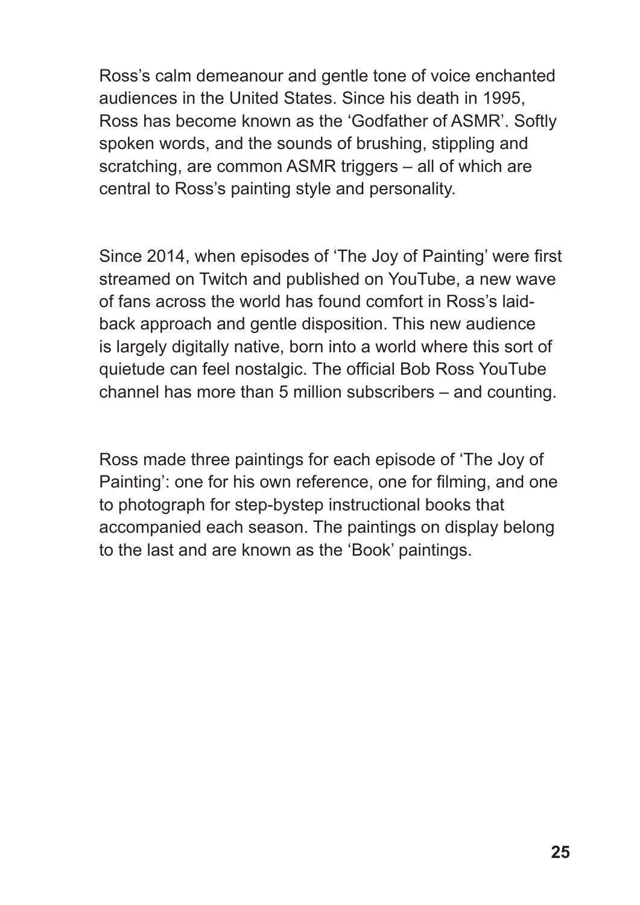Ross's calm demeanour and gentle tone of voice enchanted audiences in the United States. Since his death in 1995, Ross has become known as the 'Godfather of ASMR'. Softly spoken words, and the sounds of brushing, stippling and scratching, are common ASMR triggers – all of which are central to Ross's painting style and personality.

Since 2014, when episodes of 'The Joy of Painting' were first streamed on Twitch and published on YouTube, a new wave of fans across the world has found comfort in Ross's laid-back approach and gentle disposition. This new audience is largely digitally native, born into a world where this sort of quietude can feel nostalgic. The official Bob Ross YouTube channel has more than 5 million subscribers – and counting.

Ross made three paintings for each episode of 'The Joy of Painting': one for his own reference, one for filming, and one to photograph for step-bystep instructional books that accompanied each season. The paintings on display belong to the last and are known as the 'Book' paintings.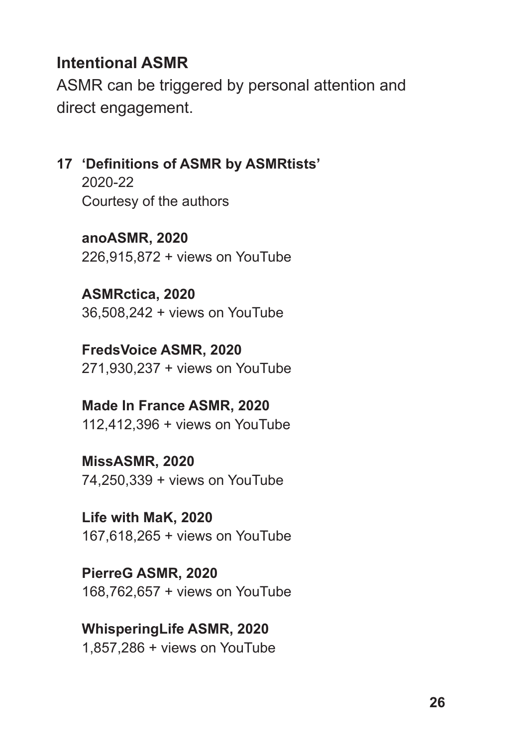## Intentional ASMR

ASMR can be triggered by personal attention and direct engagement.

**17 'Definitions of ASMR by ASMRtists'**
2020-22
Courtesy of the authors

**anoASMR, 2020**
226,915,872 + views on YouTube

**ASMRctica, 2020**
36,508,242 + views on YouTube

**FredsVoice ASMR, 2020**
271,930,237 + views on YouTube

**Made In France ASMR, 2020**
112,412,396 + views on YouTube

**MissASMR, 2020**
74,250,339 + views on YouTube

**Life with MaK, 2020**
167,618,265 + views on YouTube

**PierreG ASMR, 2020**
168,762,657 + views on YouTube

**WhisperingLife ASMR, 2020**
1,857,286 + views on YouTube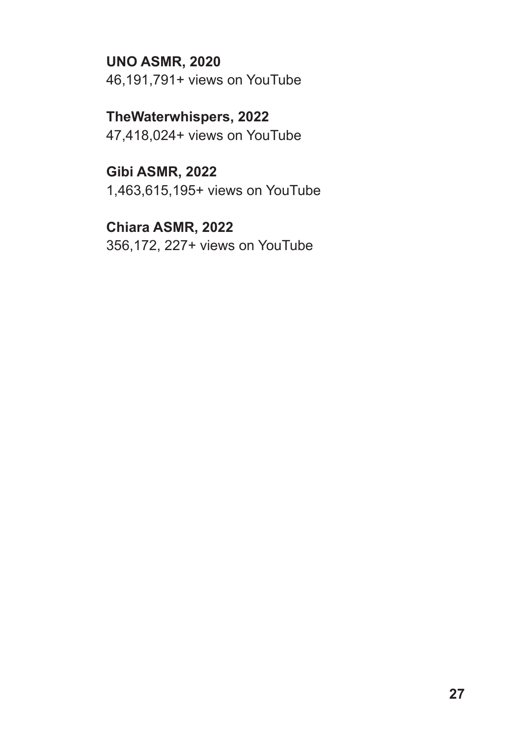**UNO ASMR, 2020**
46,191,791+ views on YouTube

**TheWaterwhispers, 2022**
47,418,024+ views on YouTube

**Gibi ASMR, 2022**
1,463,615,195+ views on YouTube

**Chiara ASMR, 2022**
356,172, 227+ views on YouTube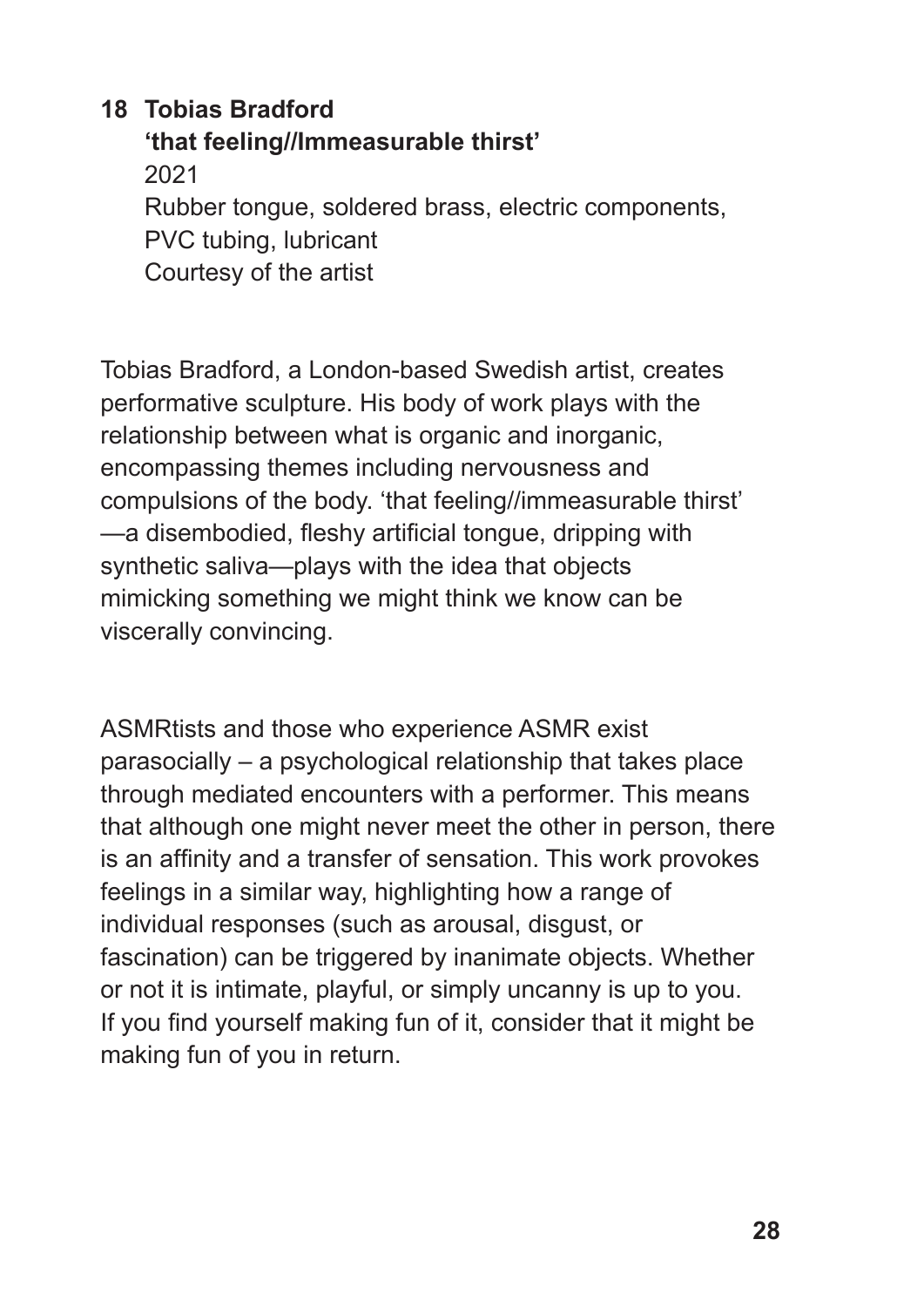**18 Tobias Bradford**
**'that feeling//Immeasurable thirst'**
2021
Rubber tongue, soldered brass, electric components, PVC tubing, lubricant
Courtesy of the artist

Tobias Bradford, a London-based Swedish artist, creates performative sculpture. His body of work plays with the relationship between what is organic and inorganic, encompassing themes including nervousness and compulsions of the body. 'that feeling//immeasurable thirst' —a disembodied, fleshy artificial tongue, dripping with synthetic saliva—plays with the idea that objects mimicking something we might think we know can be viscerally convincing.

ASMRtists and those who experience ASMR exist parasocially – a psychological relationship that takes place through mediated encounters with a performer. This means that although one might never meet the other in person, there is an affinity and a transfer of sensation. This work provokes feelings in a similar way, highlighting how a range of individual responses (such as arousal, disgust, or fascination) can be triggered by inanimate objects. Whether or not it is intimate, playful, or simply uncanny is up to you. If you find yourself making fun of it, consider that it might be making fun of you in return.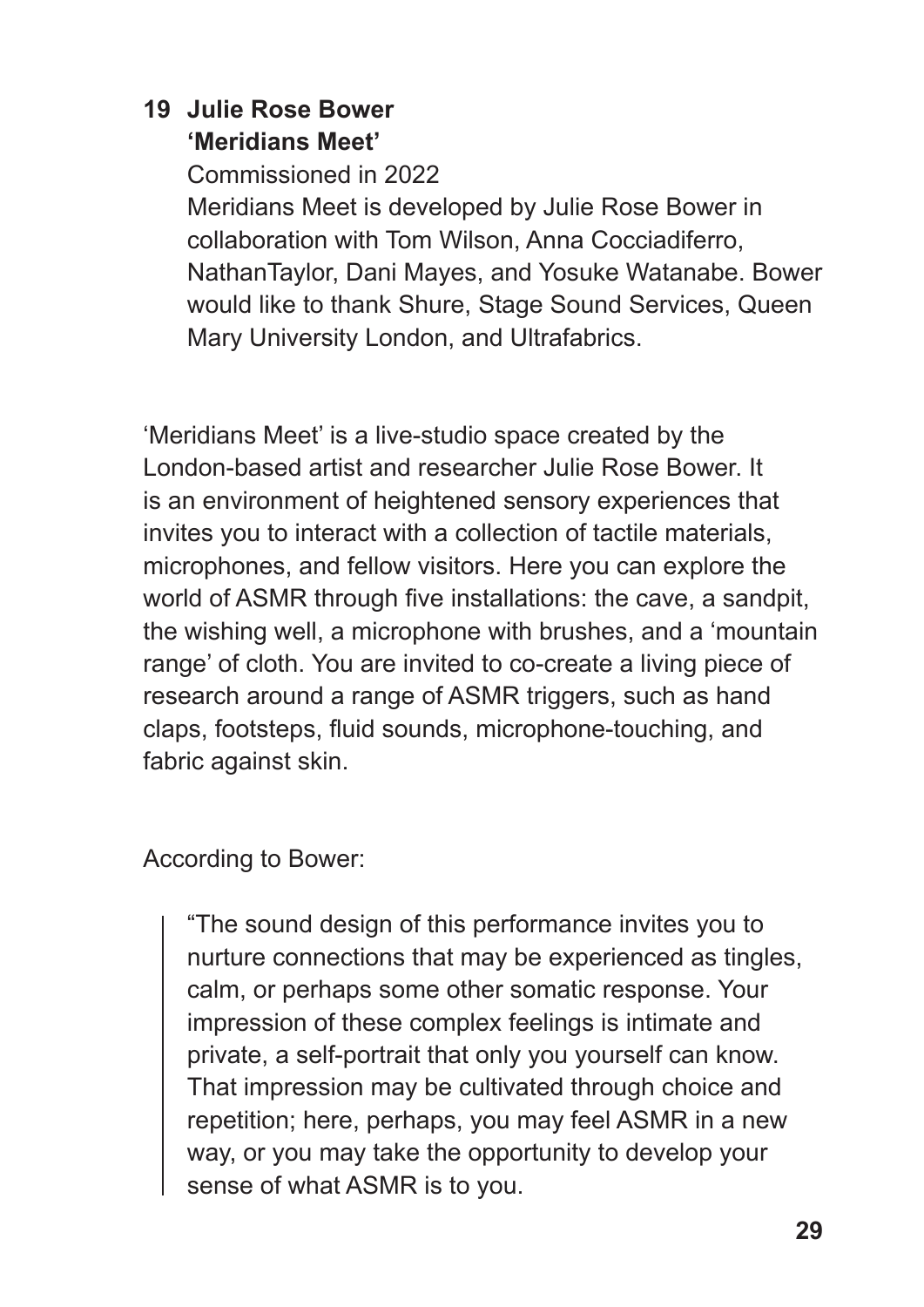**19 Julie Rose Bower**
**'Meridians Meet'**

Commissioned in 2022

Meridians Meet is developed by Julie Rose Bower in collaboration with Tom Wilson, Anna Cocciadiferro, NathanTaylor, Dani Mayes, and Yosuke Watanabe. Bower would like to thank Shure, Stage Sound Services, Queen Mary University London, and Ultrafabrics.

'Meridians Meet' is a live-studio space created by the London-based artist and researcher Julie Rose Bower. It is an environment of heightened sensory experiences that invites you to interact with a collection of tactile materials, microphones, and fellow visitors. Here you can explore the world of ASMR through five installations: the cave, a sandpit, the wishing well, a microphone with brushes, and a 'mountain range' of cloth. You are invited to co-create a living piece of research around a range of ASMR triggers, such as hand claps, footsteps, fluid sounds, microphone-touching, and fabric against skin.

According to Bower:

> "The sound design of this performance invites you to nurture connections that may be experienced as tingles, calm, or perhaps some other somatic response. Your impression of these complex feelings is intimate and private, a self-portrait that only you yourself can know. That impression may be cultivated through choice and repetition; here, perhaps, you may feel ASMR in a new way, or you may take the opportunity to develop your sense of what ASMR is to you.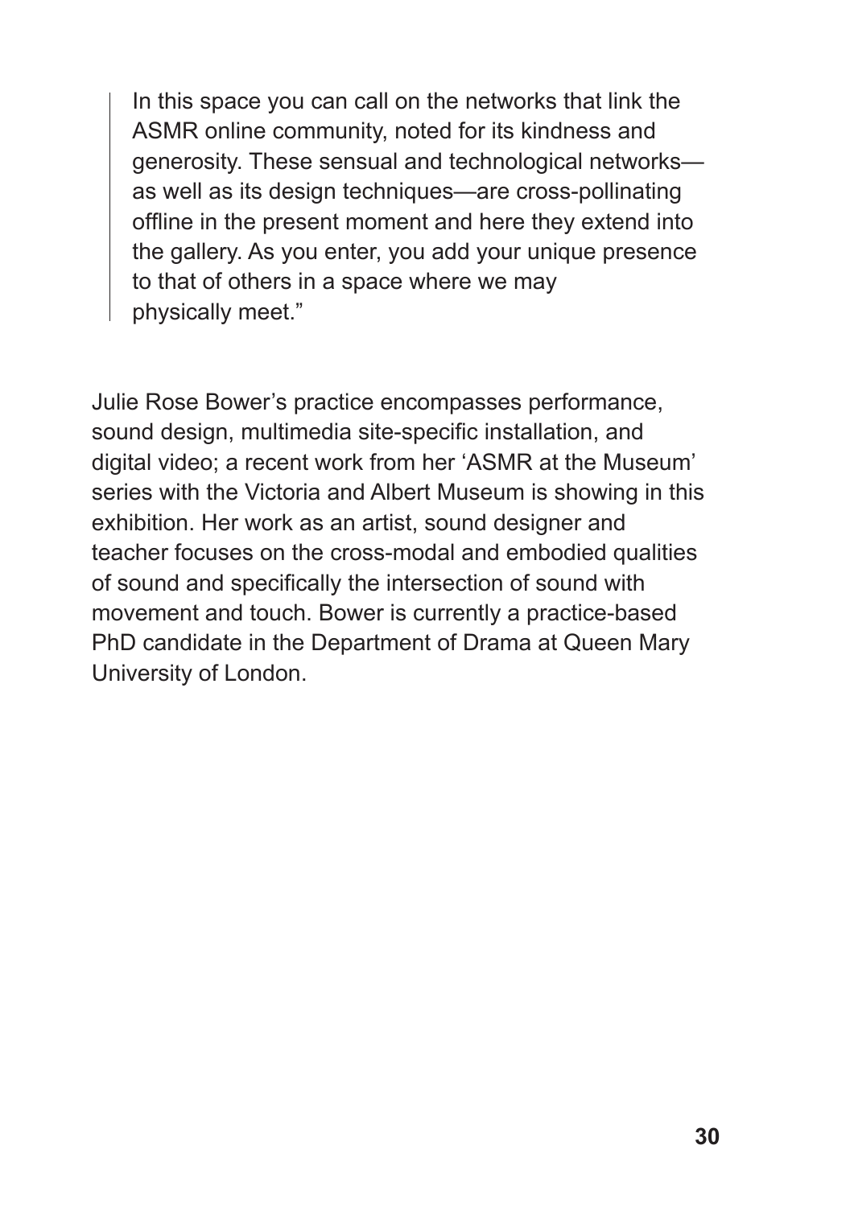> In this space you can call on the networks that link the ASMR online community, noted for its kindness and generosity. These sensual and technological networks—as well as its design techniques—are cross-pollinating offline in the present moment and here they extend into the gallery. As you enter, you add your unique presence to that of others in a space where we may physically meet."

Julie Rose Bower's practice encompasses performance, sound design, multimedia site-specific installation, and digital video; a recent work from her 'ASMR at the Museum' series with the Victoria and Albert Museum is showing in this exhibition. Her work as an artist, sound designer and teacher focuses on the cross-modal and embodied qualities of sound and specifically the intersection of sound with movement and touch. Bower is currently a practice-based PhD candidate in the Department of Drama at Queen Mary University of London.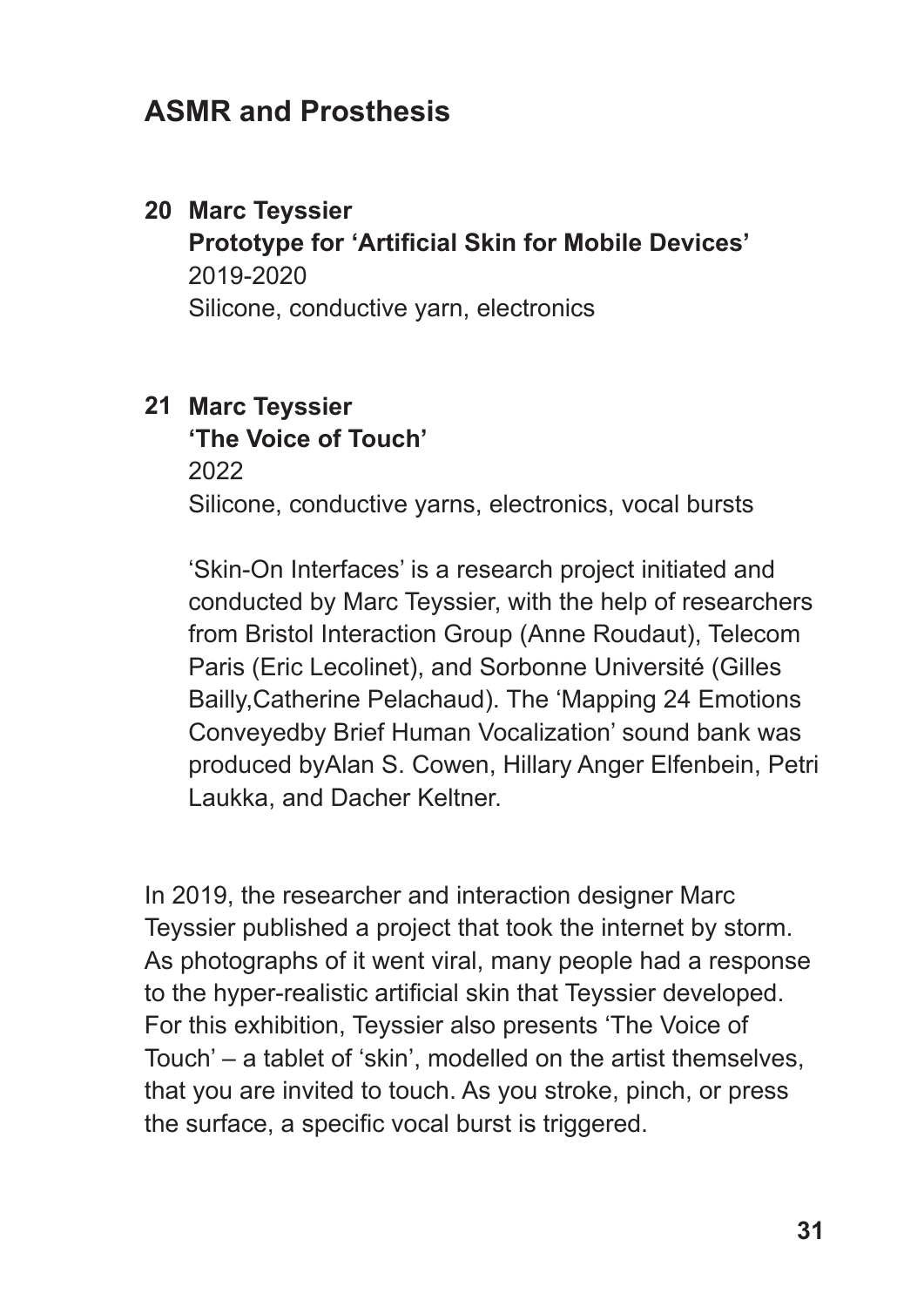## ASMR and Prosthesis

**20 Marc Teyssier**
**Prototype for 'Artificial Skin for Mobile Devices'**
2019-2020
Silicone, conductive yarn, electronics

**21 Marc Teyssier**
**'The Voice of Touch'**
2022
Silicone, conductive yarns, electronics, vocal bursts

'Skin-On Interfaces' is a research project initiated and conducted by Marc Teyssier, with the help of researchers from Bristol Interaction Group (Anne Roudaut), Telecom Paris (Eric Lecolinet), and Sorbonne Université (Gilles Bailly,Catherine Pelachaud). The 'Mapping 24 Emotions Conveyedby Brief Human Vocalization' sound bank was produced byAlan S. Cowen, Hillary Anger Elfenbein, Petri Laukka, and Dacher Keltner.

In 2019, the researcher and interaction designer Marc Teyssier published a project that took the internet by storm. As photographs of it went viral, many people had a response to the hyper-realistic artificial skin that Teyssier developed. For this exhibition, Teyssier also presents 'The Voice of Touch' – a tablet of 'skin', modelled on the artist themselves, that you are invited to touch. As you stroke, pinch, or press the surface, a specific vocal burst is triggered.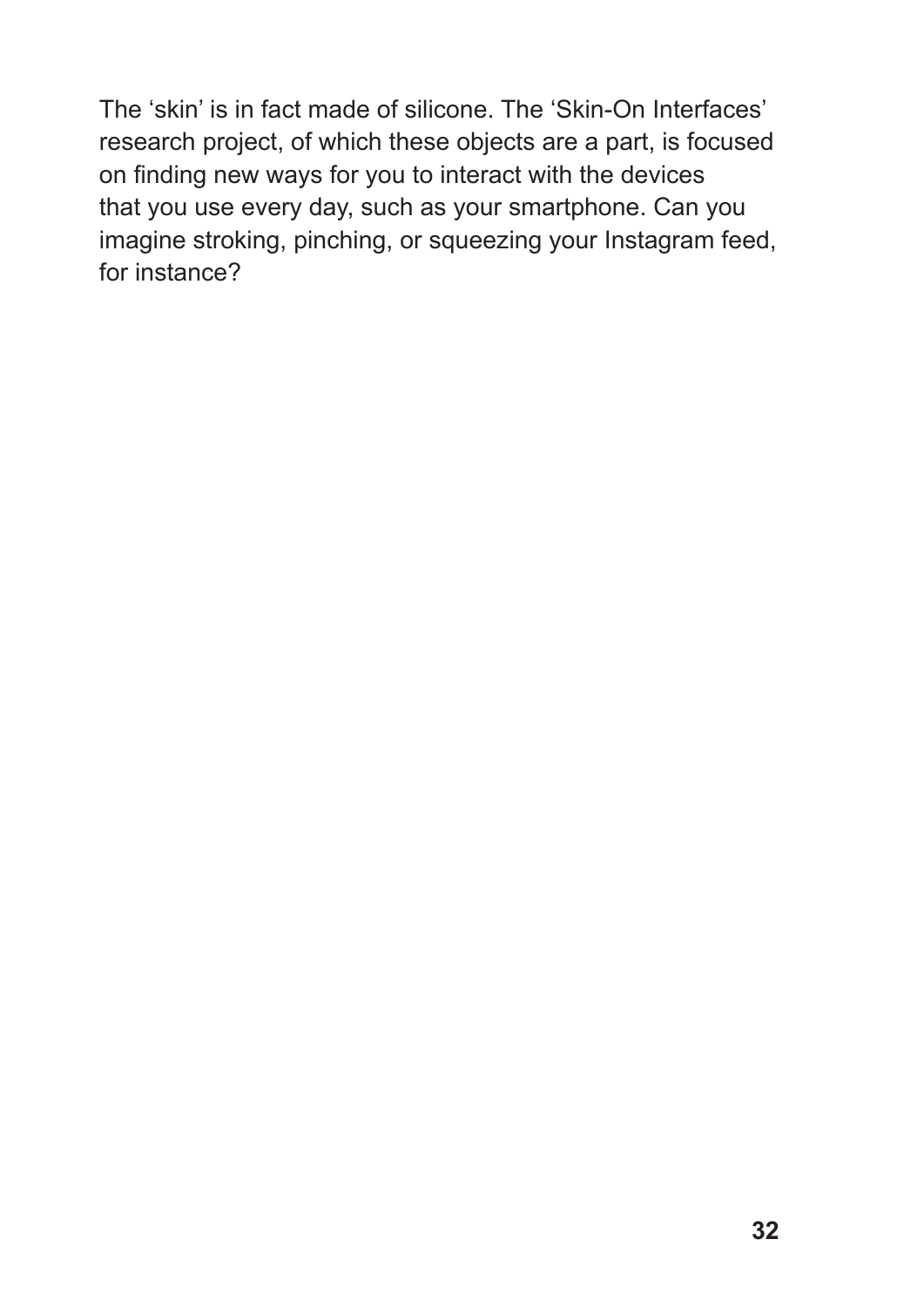The 'skin' is in fact made of silicone. The 'Skin-On Interfaces' research project, of which these objects are a part, is focused on finding new ways for you to interact with the devices that you use every day, such as your smartphone. Can you imagine stroking, pinching, or squeezing your Instagram feed, for instance?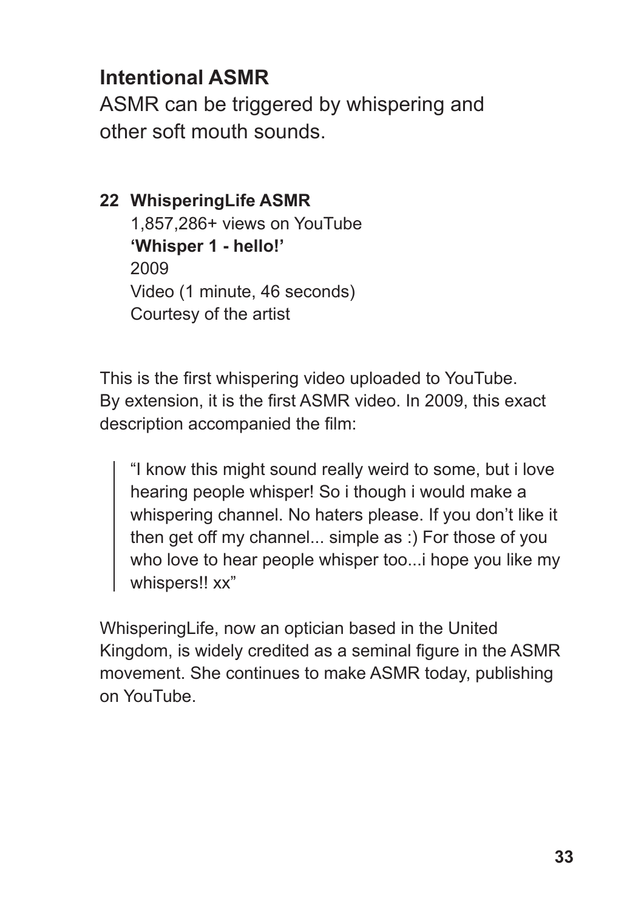## Intentional ASMR

ASMR can be triggered by whispering and other soft mouth sounds.

**22 WhisperingLife ASMR**
1,857,286+ views on YouTube
**'Whisper 1 - hello!'**
2009
Video (1 minute, 46 seconds)
Courtesy of the artist

This is the first whispering video uploaded to YouTube. By extension, it is the first ASMR video. In 2009, this exact description accompanied the film:

> "I know this might sound really weird to some, but i love hearing people whisper! So i though i would make a whispering channel. No haters please. If you don't like it then get off my channel... simple as :) For those of you who love to hear people whisper too...i hope you like my whispers!! xx"

WhisperingLife, now an optician based in the United Kingdom, is widely credited as a seminal figure in the ASMR movement. She continues to make ASMR today, publishing on YouTube.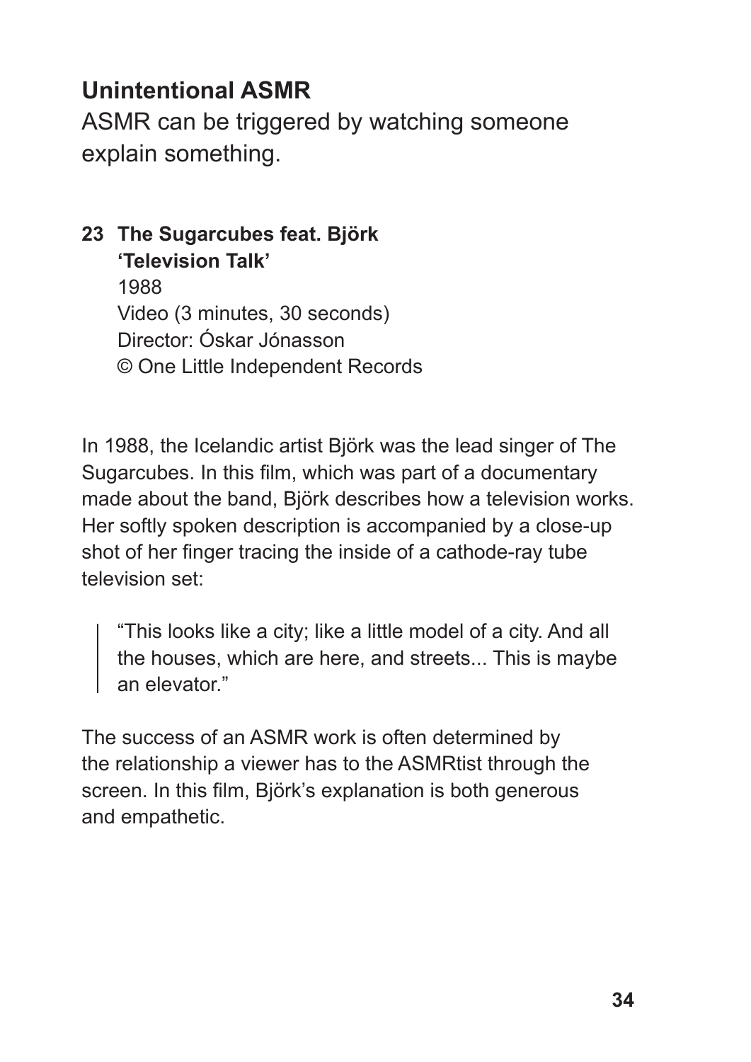## Unintentional ASMR

ASMR can be triggered by watching someone explain something.

**23 The Sugarcubes feat. Björk**
**'Television Talk'**
1988
Video (3 minutes, 30 seconds)
Director: Óskar Jónasson
© One Little Independent Records

In 1988, the Icelandic artist Björk was the lead singer of The Sugarcubes. In this film, which was part of a documentary made about the band, Björk describes how a television works. Her softly spoken description is accompanied by a close-up shot of her finger tracing the inside of a cathode-ray tube television set:

> "This looks like a city; like a little model of a city. And all the houses, which are here, and streets... This is maybe an elevator."

The success of an ASMR work is often determined by the relationship a viewer has to the ASMRtist through the screen. In this film, Björk's explanation is both generous and empathetic.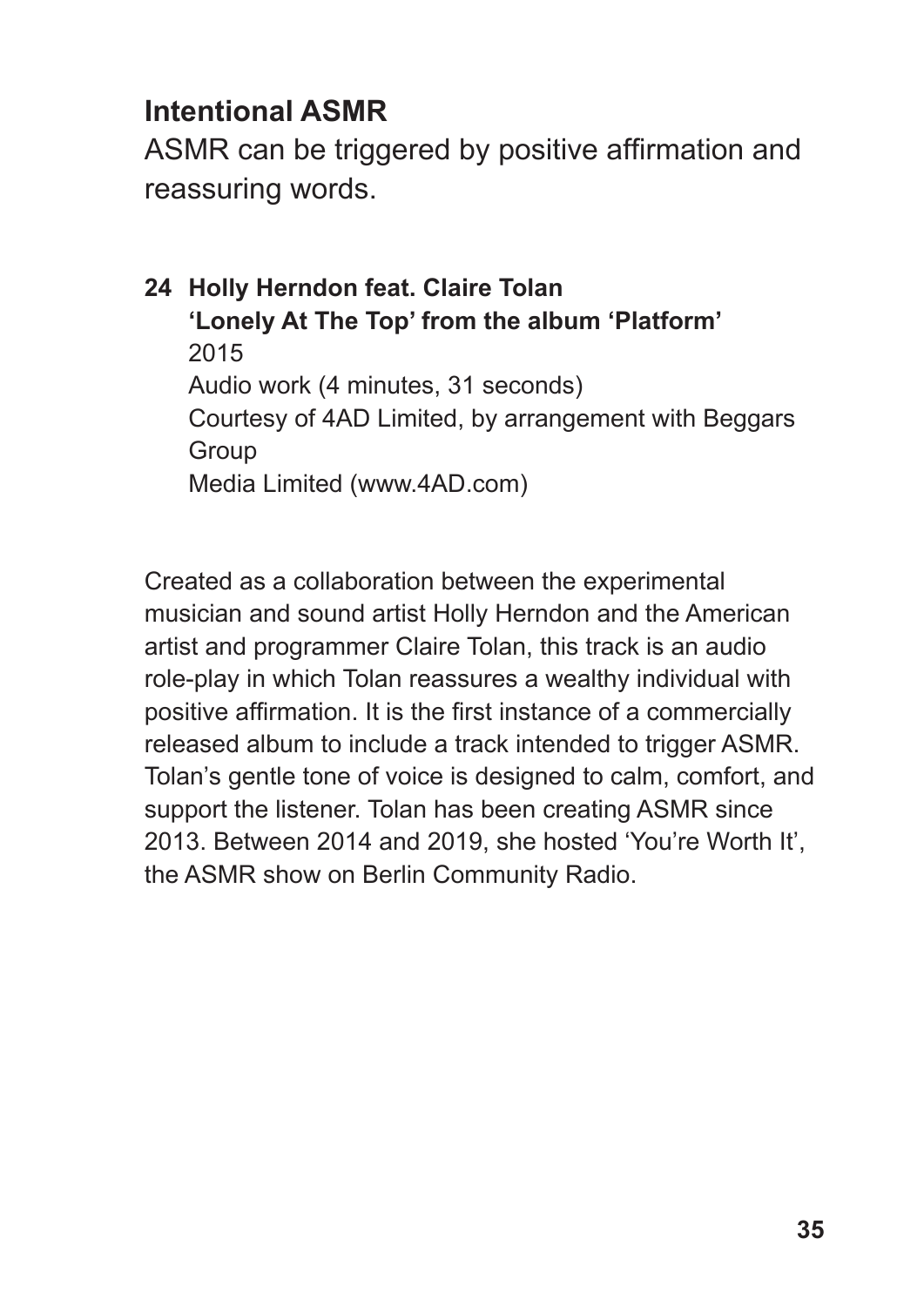## Intentional ASMR

ASMR can be triggered by positive affirmation and reassuring words.

**24 Holly Herndon feat. Claire Tolan**
**'Lonely At The Top' from the album 'Platform'**
2015
Audio work (4 minutes, 31 seconds)
Courtesy of 4AD Limited, by arrangement with Beggars Group
Media Limited (www.4AD.com)

Created as a collaboration between the experimental musician and sound artist Holly Herndon and the American artist and programmer Claire Tolan, this track is an audio role-play in which Tolan reassures a wealthy individual with positive affirmation. It is the first instance of a commercially released album to include a track intended to trigger ASMR. Tolan's gentle tone of voice is designed to calm, comfort, and support the listener. Tolan has been creating ASMR since 2013. Between 2014 and 2019, she hosted 'You're Worth It', the ASMR show on Berlin Community Radio.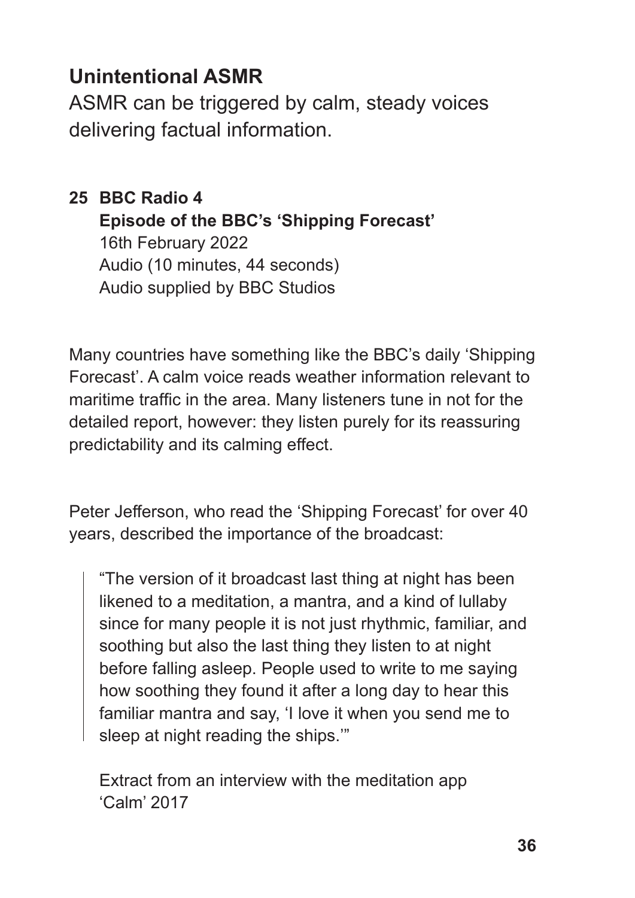## Unintentional ASMR

ASMR can be triggered by calm, steady voices delivering factual information.

**25 BBC Radio 4**
**Episode of the BBC's 'Shipping Forecast'**
16th February 2022
Audio (10 minutes, 44 seconds)
Audio supplied by BBC Studios

Many countries have something like the BBC's daily 'Shipping Forecast'. A calm voice reads weather information relevant to maritime traffic in the area. Many listeners tune in not for the detailed report, however: they listen purely for its reassuring predictability and its calming effect.

Peter Jefferson, who read the 'Shipping Forecast' for over 40 years, described the importance of the broadcast:

> "The version of it broadcast last thing at night has been likened to a meditation, a mantra, and a kind of lullaby since for many people it is not just rhythmic, familiar, and soothing but also the last thing they listen to at night before falling asleep. People used to write to me saying how soothing they found it after a long day to hear this familiar mantra and say, 'I love it when you send me to sleep at night reading the ships.'"

Extract from an interview with the meditation app 'Calm' 2017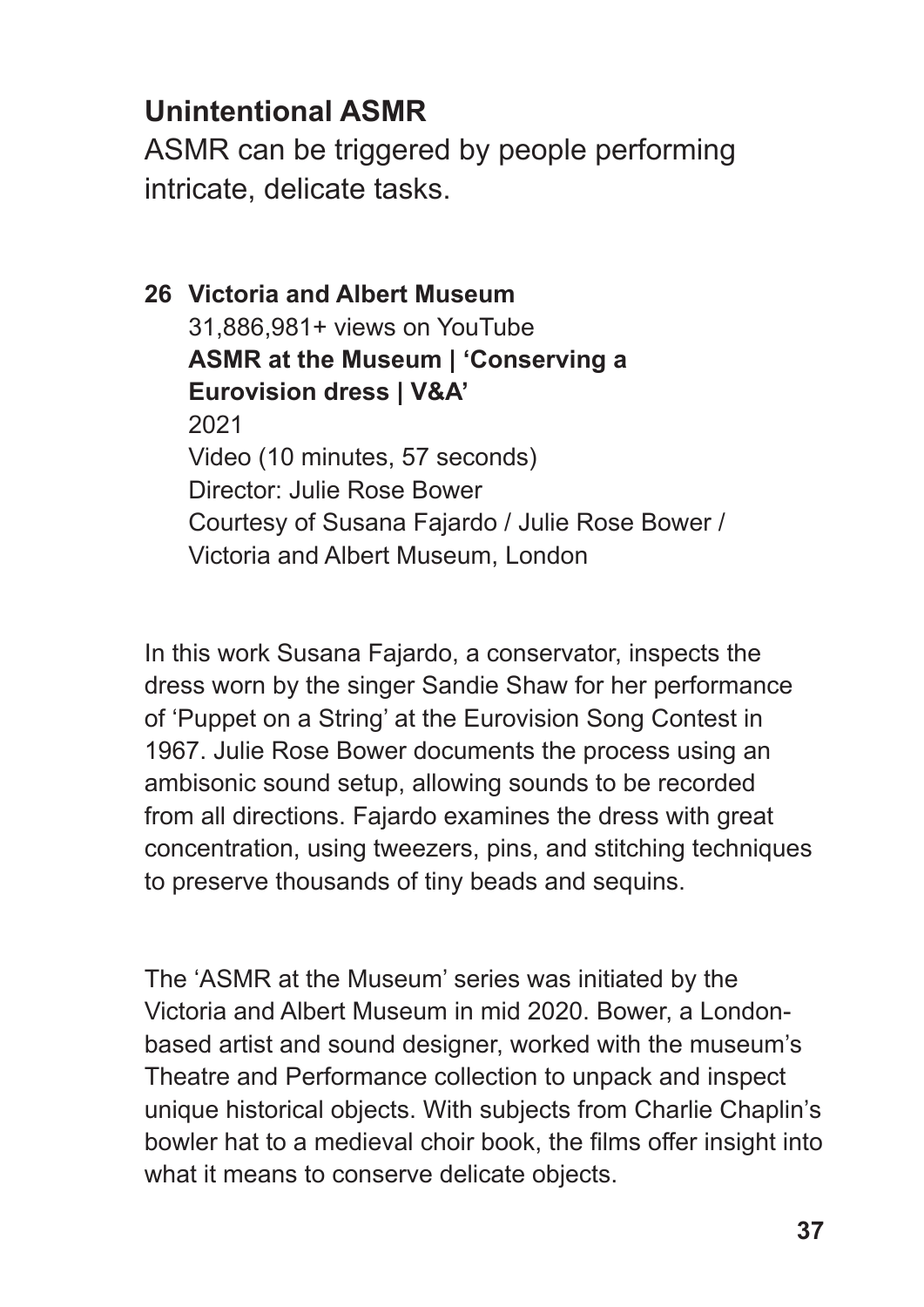## Unintentional ASMR

ASMR can be triggered by people performing intricate, delicate tasks.

**26 Victoria and Albert Museum**
31,886,981+ views on YouTube
**ASMR at the Museum | 'Conserving a Eurovision dress | V&A'**
2021
Video (10 minutes, 57 seconds)
Director: Julie Rose Bower
Courtesy of Susana Fajardo / Julie Rose Bower / Victoria and Albert Museum, London

In this work Susana Fajardo, a conservator, inspects the dress worn by the singer Sandie Shaw for her performance of 'Puppet on a String' at the Eurovision Song Contest in 1967. Julie Rose Bower documents the process using an ambisonic sound setup, allowing sounds to be recorded from all directions. Fajardo examines the dress with great concentration, using tweezers, pins, and stitching techniques to preserve thousands of tiny beads and sequins.

The 'ASMR at the Museum' series was initiated by the Victoria and Albert Museum in mid 2020. Bower, a London-based artist and sound designer, worked with the museum's Theatre and Performance collection to unpack and inspect unique historical objects. With subjects from Charlie Chaplin's bowler hat to a medieval choir book, the films offer insight into what it means to conserve delicate objects.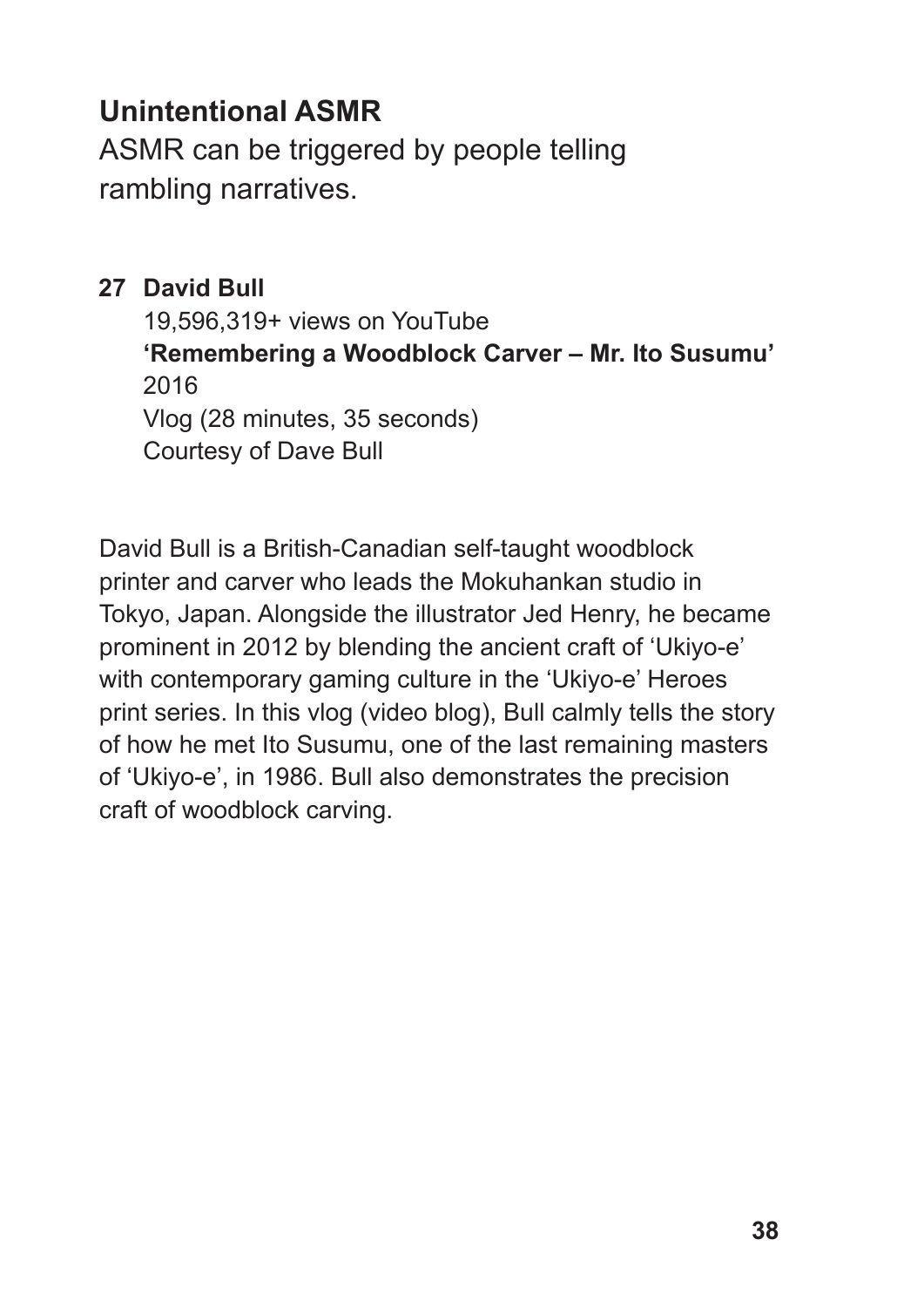## Unintentional ASMR

ASMR can be triggered by people telling rambling narratives.

**27 David Bull**
19,596,319+ views on YouTube
**'Remembering a Woodblock Carver – Mr. Ito Susumu'**
2016
Vlog (28 minutes, 35 seconds)
Courtesy of Dave Bull

David Bull is a British-Canadian self-taught woodblock printer and carver who leads the Mokuhankan studio in Tokyo, Japan. Alongside the illustrator Jed Henry, he became prominent in 2012 by blending the ancient craft of 'Ukiyo-e' with contemporary gaming culture in the 'Ukiyo-e' Heroes print series. In this vlog (video blog), Bull calmly tells the story of how he met Ito Susumu, one of the last remaining masters of 'Ukiyo-e', in 1986. Bull also demonstrates the precision craft of woodblock carving.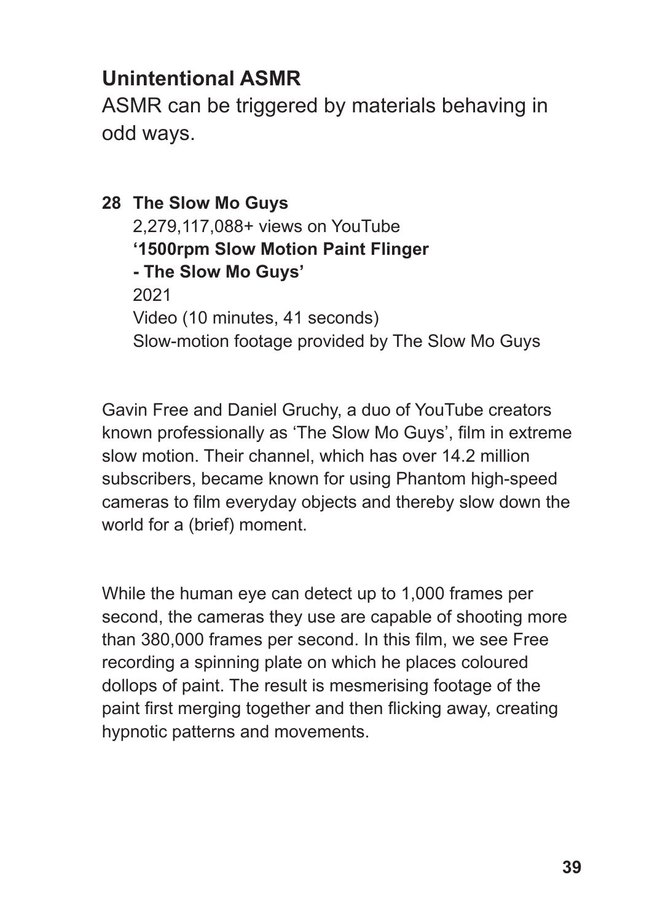## Unintentional ASMR

ASMR can be triggered by materials behaving in odd ways.

**28 The Slow Mo Guys**
2,279,117,088+ views on YouTube
**'1500rpm Slow Motion Paint Flinger - The Slow Mo Guys'**
2021
Video (10 minutes, 41 seconds)
Slow-motion footage provided by The Slow Mo Guys

Gavin Free and Daniel Gruchy, a duo of YouTube creators known professionally as 'The Slow Mo Guys', film in extreme slow motion. Their channel, which has over 14.2 million subscribers, became known for using Phantom high-speed cameras to film everyday objects and thereby slow down the world for a (brief) moment.

While the human eye can detect up to 1,000 frames per second, the cameras they use are capable of shooting more than 380,000 frames per second. In this film, we see Free recording a spinning plate on which he places coloured dollops of paint. The result is mesmerising footage of the paint first merging together and then flicking away, creating hypnotic patterns and movements.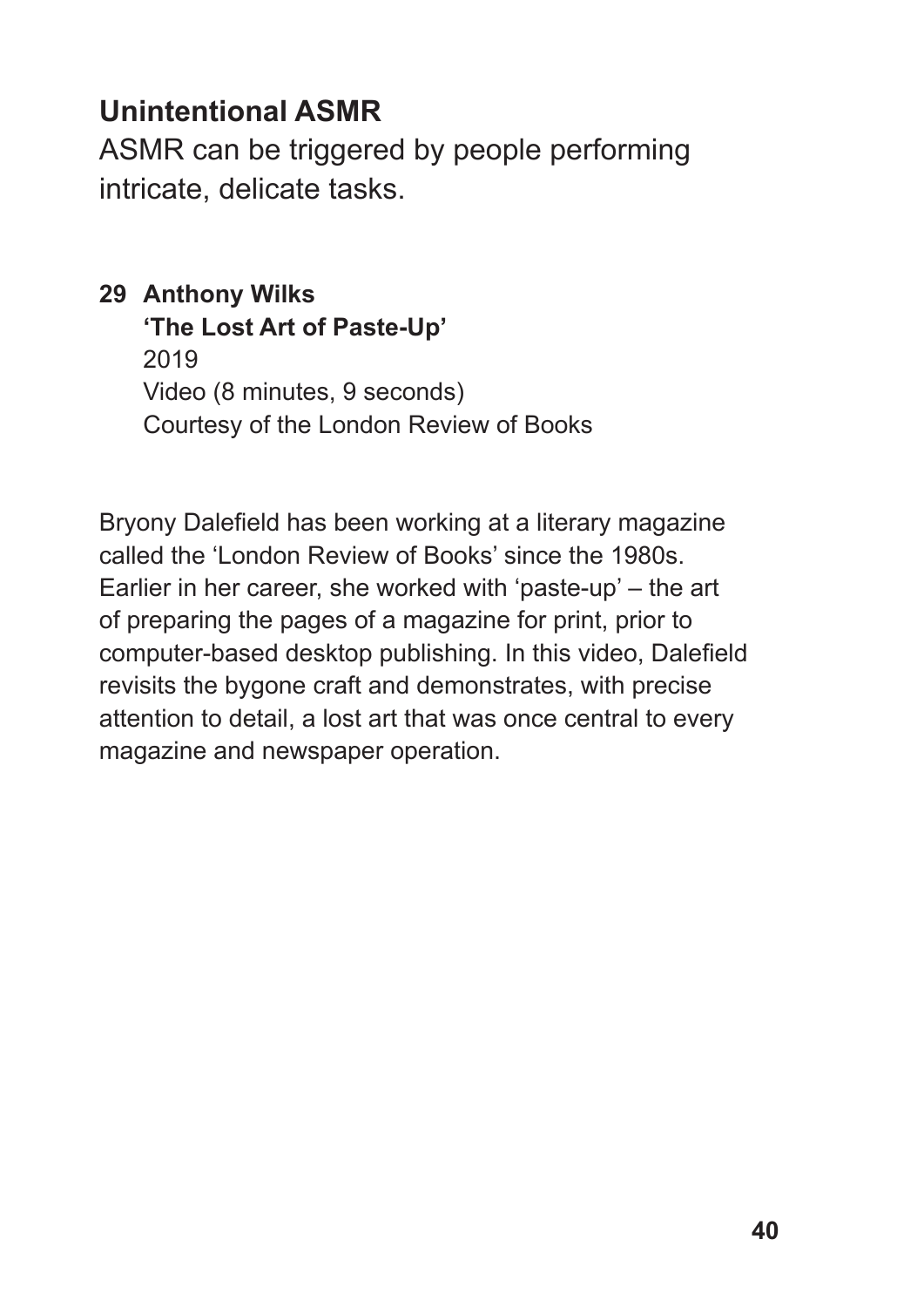## Unintentional ASMR

ASMR can be triggered by people performing intricate, delicate tasks.

**29 Anthony Wilks**
**'The Lost Art of Paste-Up'**
2019
Video (8 minutes, 9 seconds)
Courtesy of the London Review of Books

Bryony Dalefield has been working at a literary magazine called the 'London Review of Books' since the 1980s. Earlier in her career, she worked with 'paste-up' – the art of preparing the pages of a magazine for print, prior to computer-based desktop publishing. In this video, Dalefield revisits the bygone craft and demonstrates, with precise attention to detail, a lost art that was once central to every magazine and newspaper operation.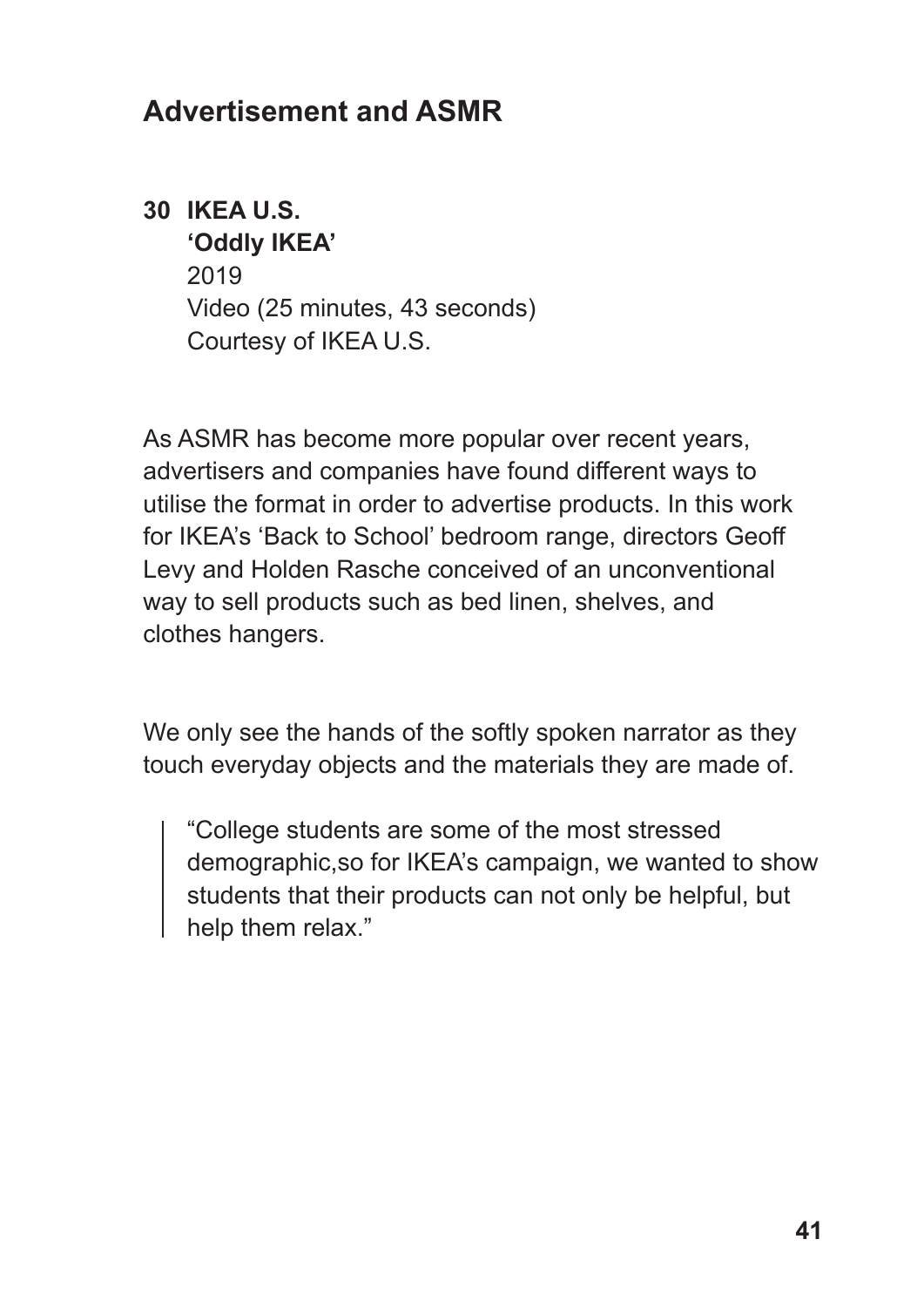## Advertisement and ASMR

**30 IKEA U.S.**
**'Oddly IKEA'**
2019
Video (25 minutes, 43 seconds)
Courtesy of IKEA U.S.

As ASMR has become more popular over recent years, advertisers and companies have found different ways to utilise the format in order to advertise products. In this work for IKEA's 'Back to School' bedroom range, directors Geoff Levy and Holden Rasche conceived of an unconventional way to sell products such as bed linen, shelves, and clothes hangers.

We only see the hands of the softly spoken narrator as they touch everyday objects and the materials they are made of.

> "College students are some of the most stressed demographic,so for IKEA's campaign, we wanted to show students that their products can not only be helpful, but help them relax."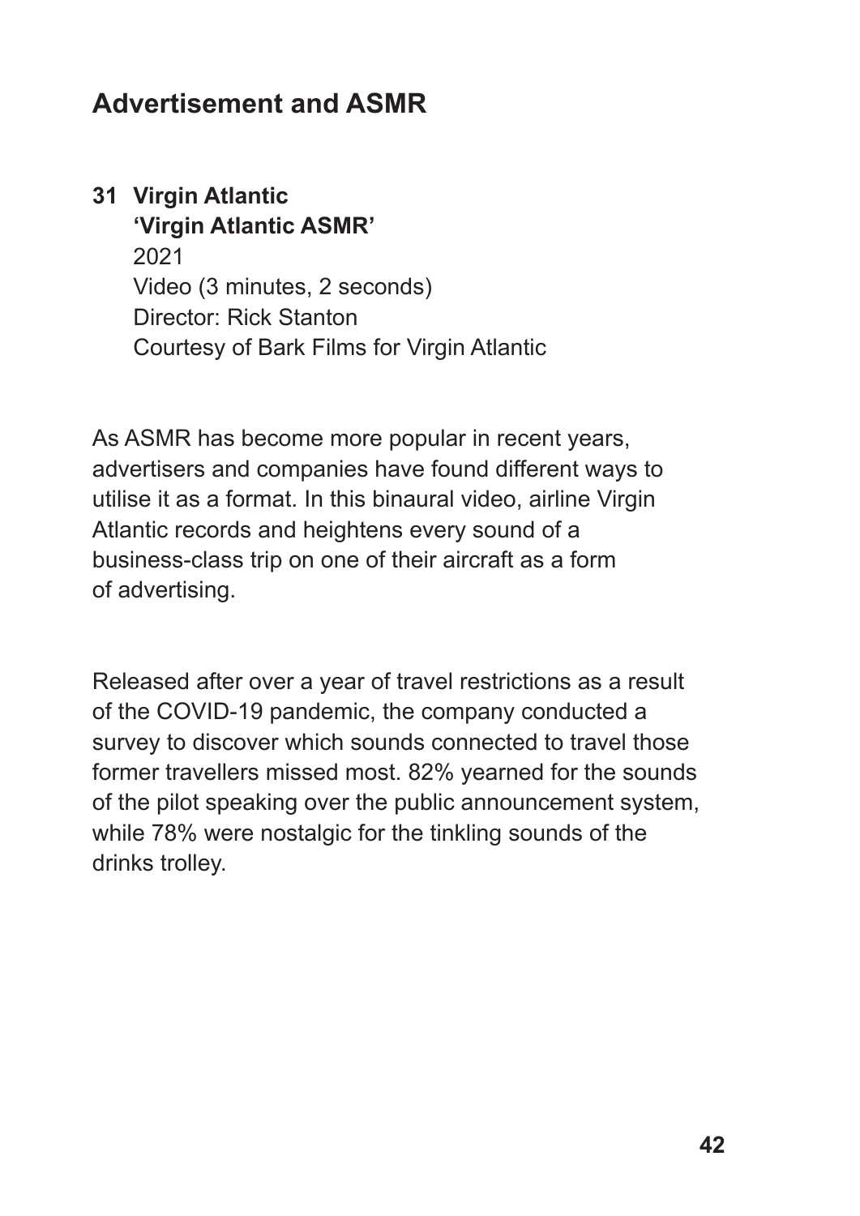## Advertisement and ASMR

**31 Virgin Atlantic**
**'Virgin Atlantic ASMR'**
2021
Video (3 minutes, 2 seconds)
Director: Rick Stanton
Courtesy of Bark Films for Virgin Atlantic

As ASMR has become more popular in recent years, advertisers and companies have found different ways to utilise it as a format. In this binaural video, airline Virgin Atlantic records and heightens every sound of a business-class trip on one of their aircraft as a form of advertising.

Released after over a year of travel restrictions as a result of the COVID-19 pandemic, the company conducted a survey to discover which sounds connected to travel those former travellers missed most. 82% yearned for the sounds of the pilot speaking over the public announcement system, while 78% were nostalgic for the tinkling sounds of the drinks trolley.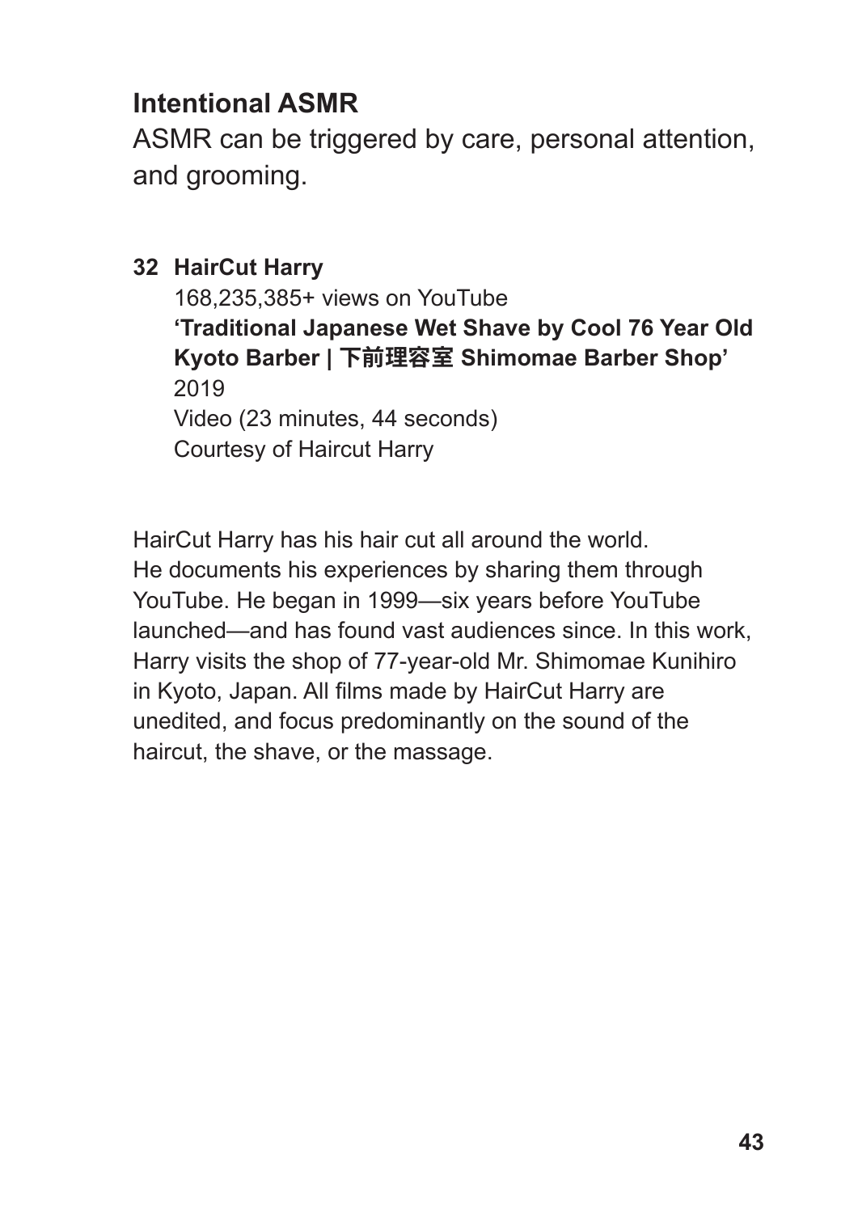## Intentional ASMR

ASMR can be triggered by care, personal attention, and grooming.

**32 HairCut Harry**
168,235,385+ views on YouTube
**'Traditional Japanese Wet Shave by Cool 76 Year Old Kyoto Barber | 下前理容室 Shimomae Barber Shop'**
2019
Video (23 minutes, 44 seconds)
Courtesy of Haircut Harry

HairCut Harry has his hair cut all around the world. He documents his experiences by sharing them through YouTube. He began in 1999—six years before YouTube launched—and has found vast audiences since. In this work, Harry visits the shop of 77-year-old Mr. Shimomae Kunihiro in Kyoto, Japan. All films made by HairCut Harry are unedited, and focus predominantly on the sound of the haircut, the shave, or the massage.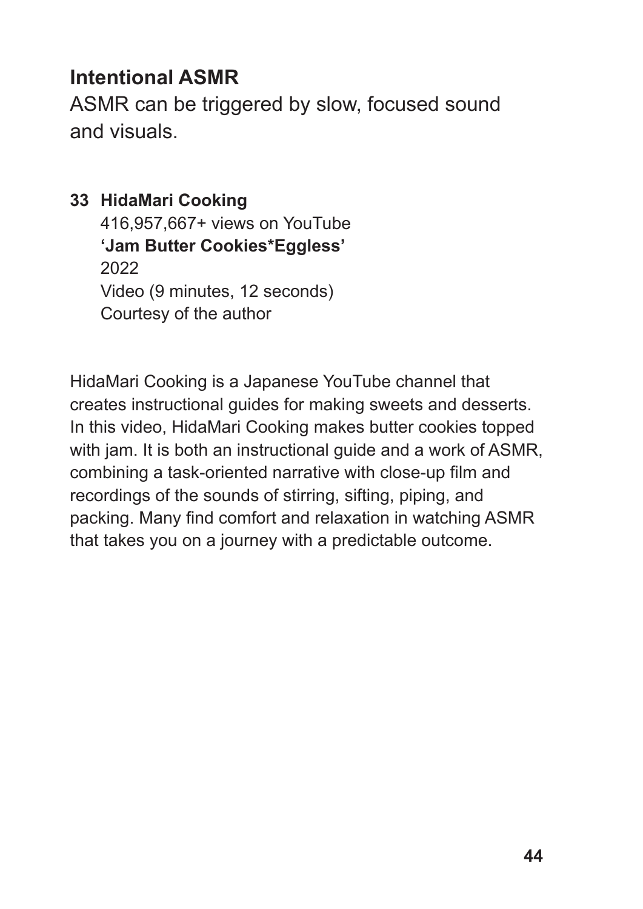## Intentional ASMR

ASMR can be triggered by slow, focused sound and visuals.

**33 HidaMari Cooking**
416,957,667+ views on YouTube
**'Jam Butter Cookies*Eggless'**
2022
Video (9 minutes, 12 seconds)
Courtesy of the author

HidaMari Cooking is a Japanese YouTube channel that creates instructional guides for making sweets and desserts. In this video, HidaMari Cooking makes butter cookies topped with jam. It is both an instructional guide and a work of ASMR, combining a task-oriented narrative with close-up film and recordings of the sounds of stirring, sifting, piping, and packing. Many find comfort and relaxation in watching ASMR that takes you on a journey with a predictable outcome.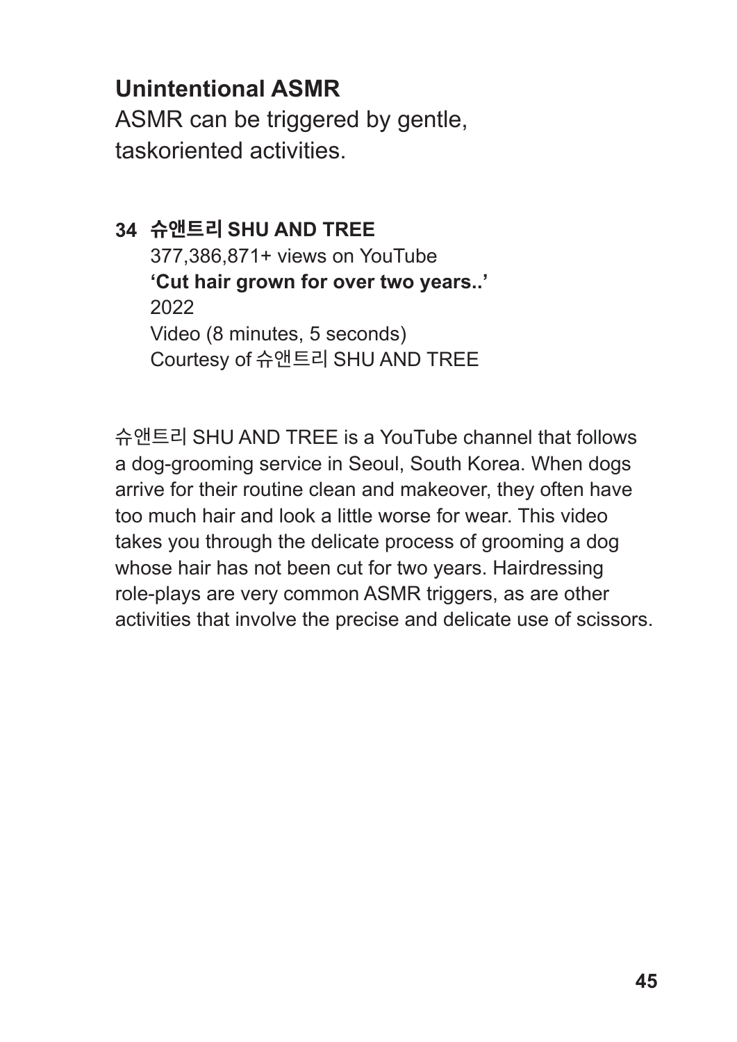## Unintentional ASMR

ASMR can be triggered by gentle, taskoriented activities.

**34 슈앤트리 SHU AND TREE**
377,386,871+ views on YouTube
**'Cut hair grown for over two years..'**
2022
Video (8 minutes, 5 seconds)
Courtesy of 슈앤트리 SHU AND TREE

슈앤트리 SHU AND TREE is a YouTube channel that follows a dog-grooming service in Seoul, South Korea. When dogs arrive for their routine clean and makeover, they often have too much hair and look a little worse for wear. This video takes you through the delicate process of grooming a dog whose hair has not been cut for two years. Hairdressing role-plays are very common ASMR triggers, as are other activities that involve the precise and delicate use of scissors.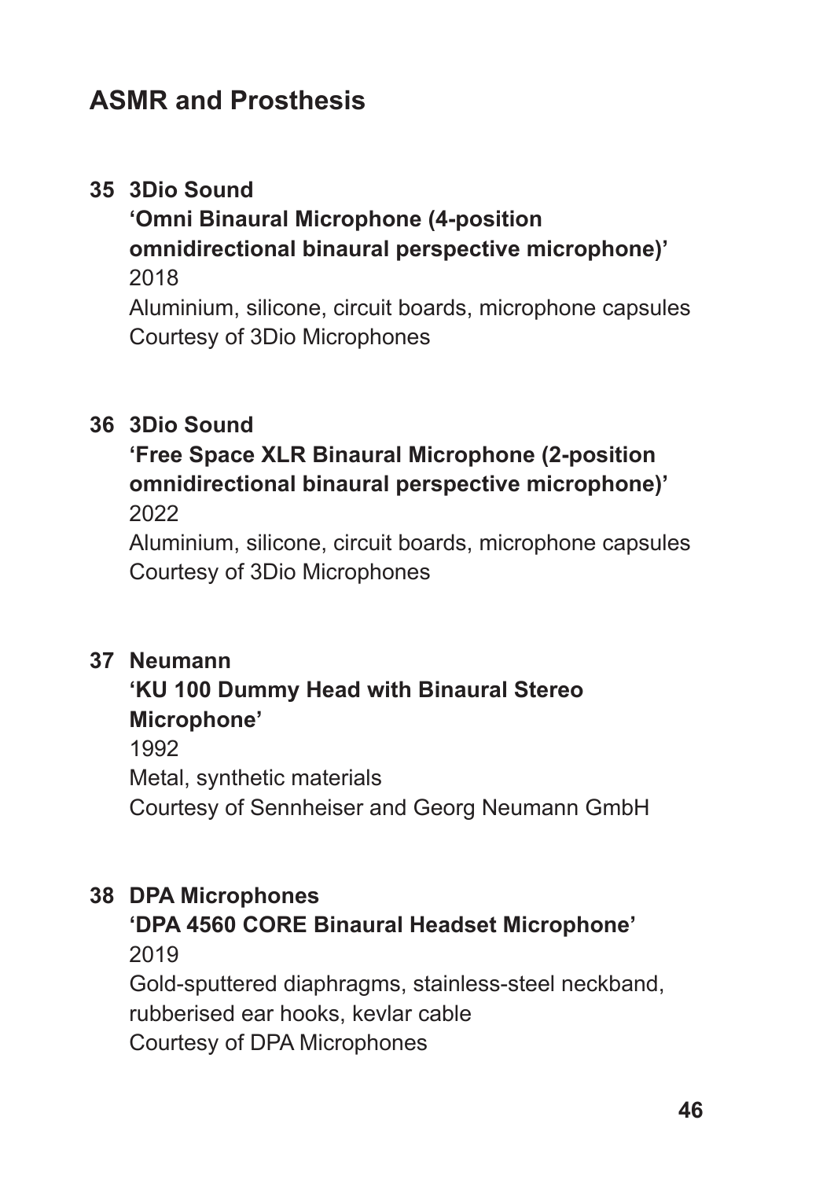## ASMR and Prosthesis

**35 3Dio Sound**
**'Omni Binaural Microphone (4-position omnidirectional binaural perspective microphone)'**
2018
Aluminium, silicone, circuit boards, microphone capsules
Courtesy of 3Dio Microphones

**36 3Dio Sound**
**'Free Space XLR Binaural Microphone (2-position omnidirectional binaural perspective microphone)'**
2022
Aluminium, silicone, circuit boards, microphone capsules
Courtesy of 3Dio Microphones

**37 Neumann**
**'KU 100 Dummy Head with Binaural Stereo Microphone'**
1992
Metal, synthetic materials
Courtesy of Sennheiser and Georg Neumann GmbH

**38 DPA Microphones**
**'DPA 4560 CORE Binaural Headset Microphone'**
2019
Gold-sputtered diaphragms, stainless-steel neckband, rubberised ear hooks, kevlar cable
Courtesy of DPA Microphones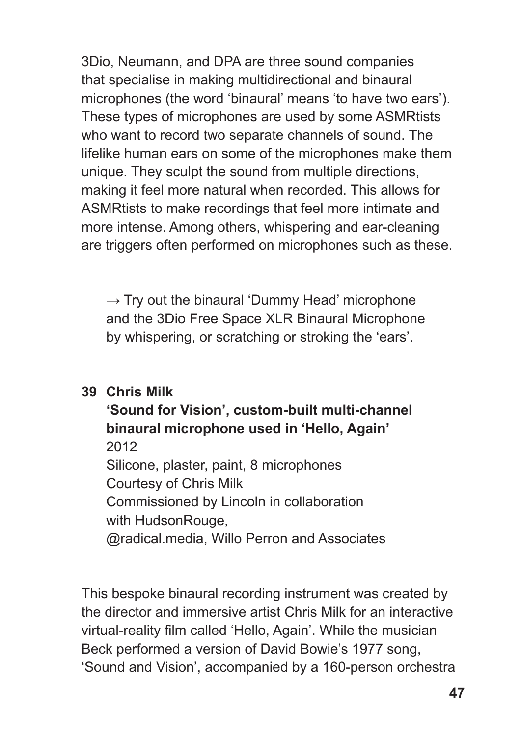3Dio, Neumann, and DPA are three sound companies that specialise in making multidirectional and binaural microphones (the word 'binaural' means 'to have two ears'). These types of microphones are used by some ASMRtists who want to record two separate channels of sound. The lifelike human ears on some of the microphones make them unique. They sculpt the sound from multiple directions, making it feel more natural when recorded. This allows for ASMRtists to make recordings that feel more intimate and more intense. Among others, whispering and ear-cleaning are triggers often performed on microphones such as these.

→ Try out the binaural 'Dummy Head' microphone and the 3Dio Free Space XLR Binaural Microphone by whispering, or scratching or stroking the 'ears'.

**39 Chris Milk**
**'Sound for Vision', custom-built multi-channel binaural microphone used in 'Hello, Again'**
2012
Silicone, plaster, paint, 8 microphones
Courtesy of Chris Milk
Commissioned by Lincoln in collaboration with HudsonRouge,
@radical.media, Willo Perron and Associates

This bespoke binaural recording instrument was created by the director and immersive artist Chris Milk for an interactive virtual-reality film called 'Hello, Again'. While the musician Beck performed a version of David Bowie's 1977 song, 'Sound and Vision', accompanied by a 160-person orchestra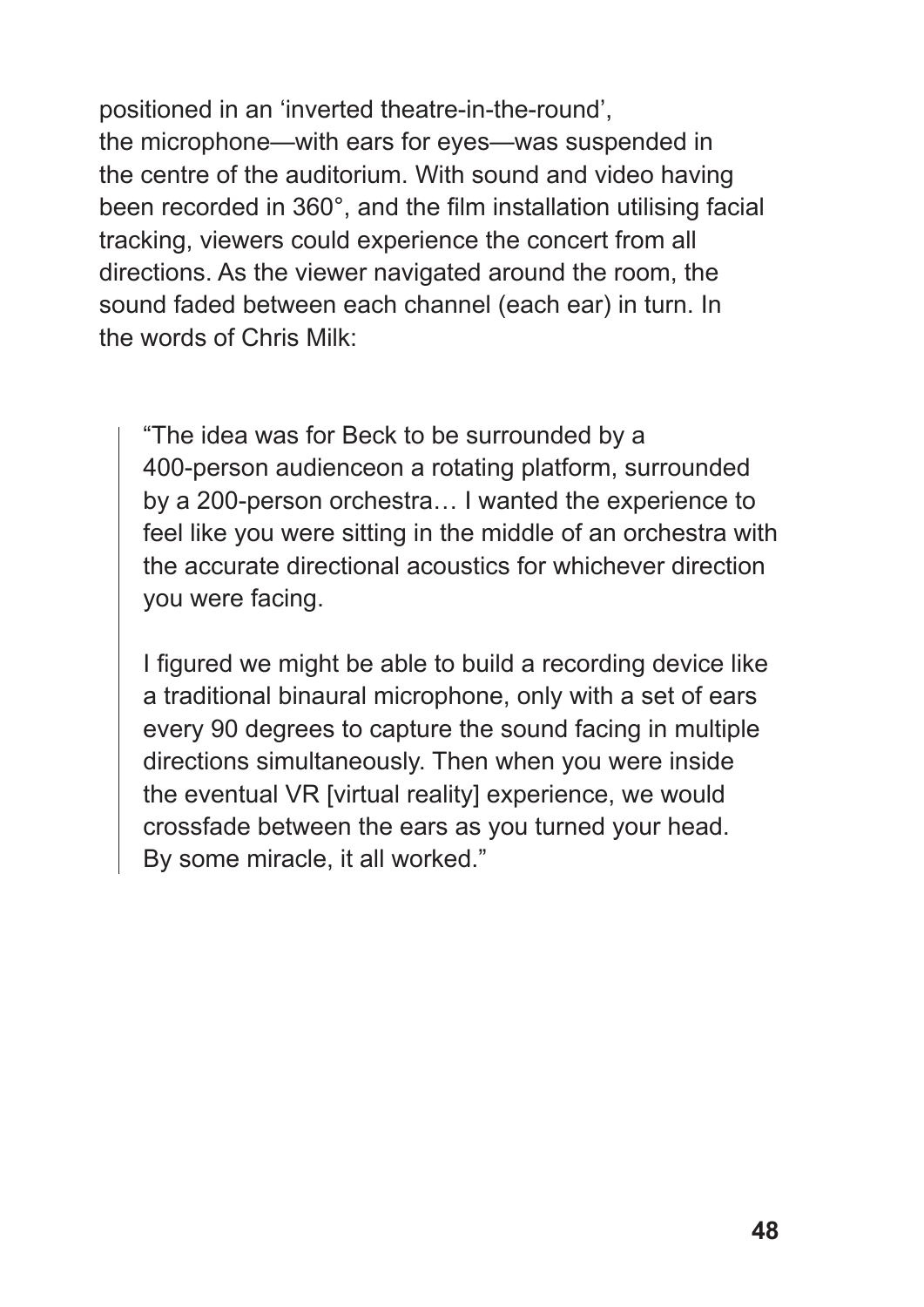positioned in an ‘inverted theatre-in-the-round’, the microphone—with ears for eyes—was suspended in the centre of the auditorium. With sound and video having been recorded in 360°, and the film installation utilising facial tracking, viewers could experience the concert from all directions. As the viewer navigated around the room, the sound faded between each channel (each ear) in turn. In the words of Chris Milk:

> “The idea was for Beck to be surrounded by a 400-person audienceon a rotating platform, surrounded by a 200-person orchestra… I wanted the experience to feel like you were sitting in the middle of an orchestra with the accurate directional acoustics for whichever direction you were facing.
>
> I figured we might be able to build a recording device like a traditional binaural microphone, only with a set of ears every 90 degrees to capture the sound facing in multiple directions simultaneously. Then when you were inside the eventual VR [virtual reality] experience, we would crossfade between the ears as you turned your head. By some miracle, it all worked.”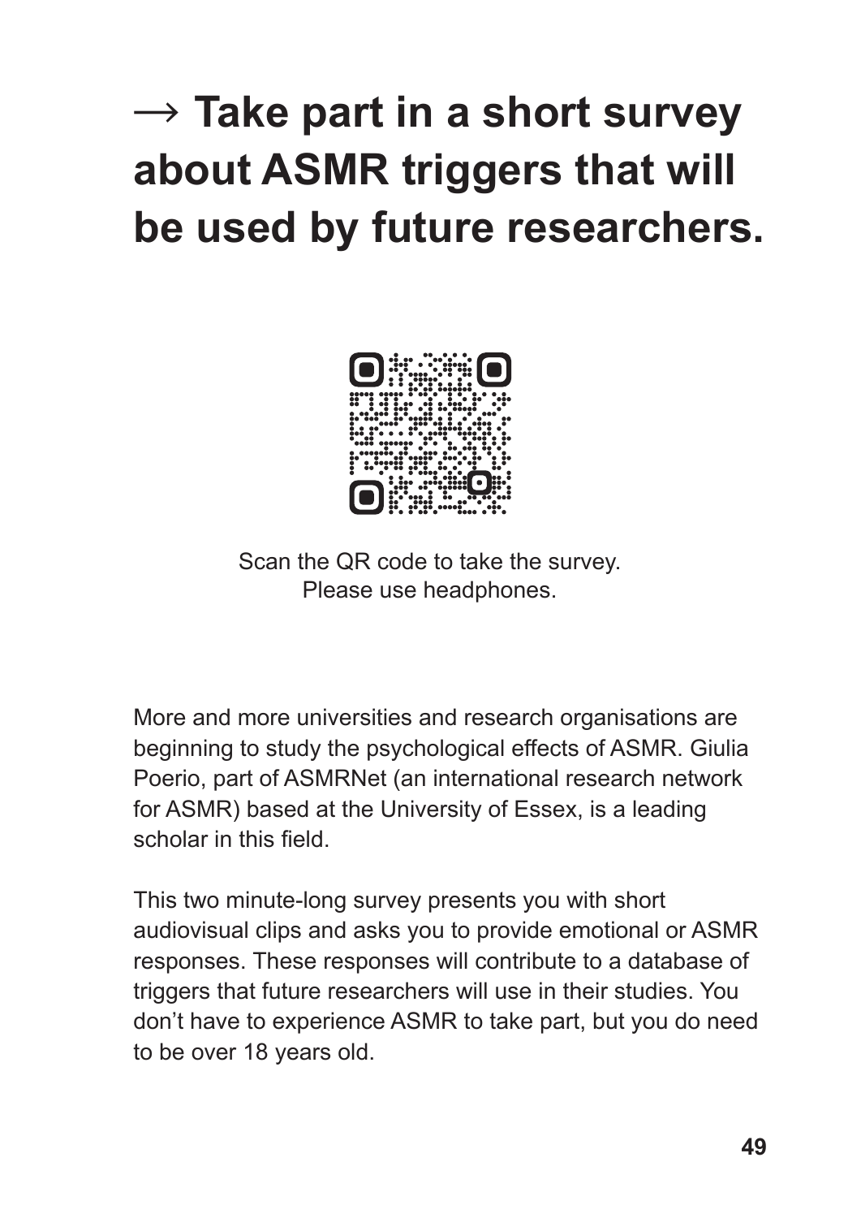# → Take part in a short survey about ASMR triggers that will be used by future researchers.

Scan the QR code to take the survey.
Please use headphones.

More and more universities and research organisations are beginning to study the psychological effects of ASMR. Giulia Poerio, part of ASMRNet (an international research network for ASMR) based at the University of Essex, is a leading scholar in this field.

This two minute-long survey presents you with short audiovisual clips and asks you to provide emotional or ASMR responses. These responses will contribute to a database of triggers that future researchers will use in their studies. You don't have to experience ASMR to take part, but you do need to be over 18 years old.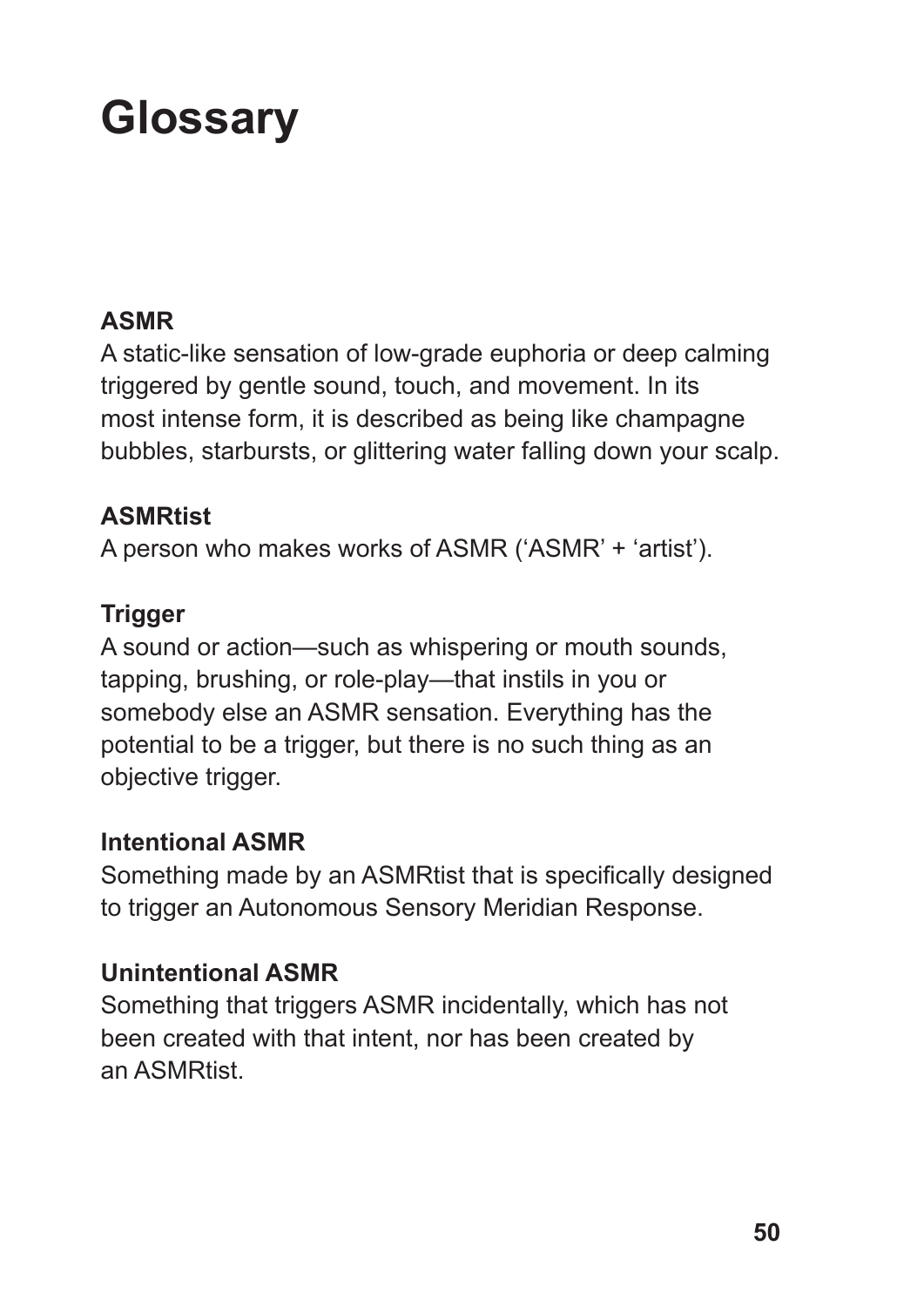# Glossary

**ASMR**
A static-like sensation of low-grade euphoria or deep calming triggered by gentle sound, touch, and movement. In its most intense form, it is described as being like champagne bubbles, starbursts, or glittering water falling down your scalp.

**ASMRtist**
A person who makes works of ASMR ('ASMR' + 'artist').

**Trigger**
A sound or action—such as whispering or mouth sounds, tapping, brushing, or role-play—that instils in you or somebody else an ASMR sensation. Everything has the potential to be a trigger, but there is no such thing as an objective trigger.

**Intentional ASMR**
Something made by an ASMRtist that is specifically designed to trigger an Autonomous Sensory Meridian Response.

**Unintentional ASMR**
Something that triggers ASMR incidentally, which has not been created with that intent, nor has been created by an ASMRtist.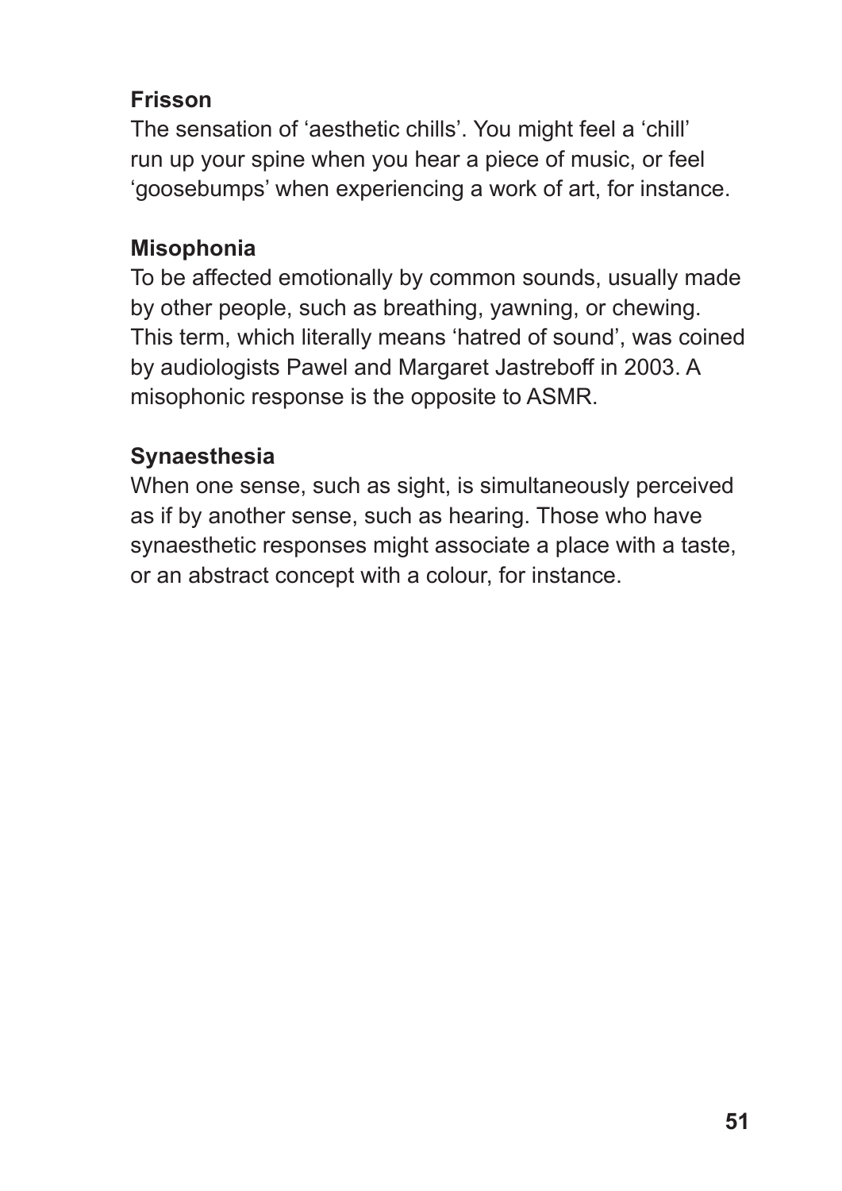**Frisson**
The sensation of 'aesthetic chills'. You might feel a 'chill' run up your spine when you hear a piece of music, or feel 'goosebumps' when experiencing a work of art, for instance.

**Misophonia**
To be affected emotionally by common sounds, usually made by other people, such as breathing, yawning, or chewing. This term, which literally means 'hatred of sound', was coined by audiologists Pawel and Margaret Jastreboff in 2003. A misophonic response is the opposite to ASMR.

**Synaesthesia**
When one sense, such as sight, is simultaneously perceived as if by another sense, such as hearing. Those who have synaesthetic responses might associate a place with a taste, or an abstract concept with a colour, for instance.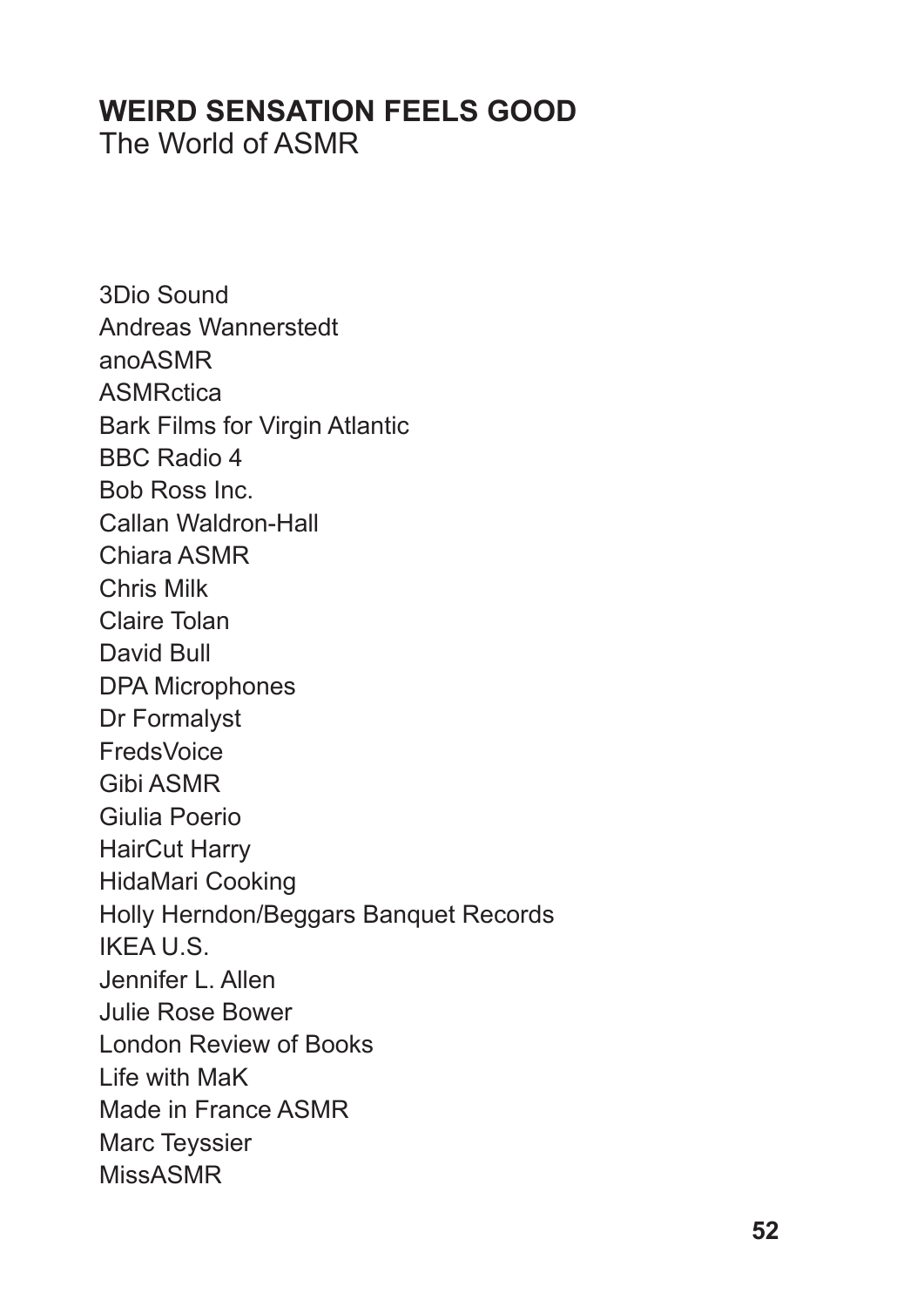## WEIRD SENSATION FEELS GOOD

The World of ASMR

3Dio Sound
Andreas Wannerstedt
anoASMR
ASMRctica
Bark Films for Virgin Atlantic
BBC Radio 4
Bob Ross Inc.
Callan Waldron-Hall
Chiara ASMR
Chris Milk
Claire Tolan
David Bull
DPA Microphones
Dr Formalyst
FredsVoice
Gibi ASMR
Giulia Poerio
HairCut Harry
HidaMari Cooking
Holly Herndon/Beggars Banquet Records
IKEA U.S.
Jennifer L. Allen
Julie Rose Bower
London Review of Books
Life with MaK
Made in France ASMR
Marc Teyssier
MissASMR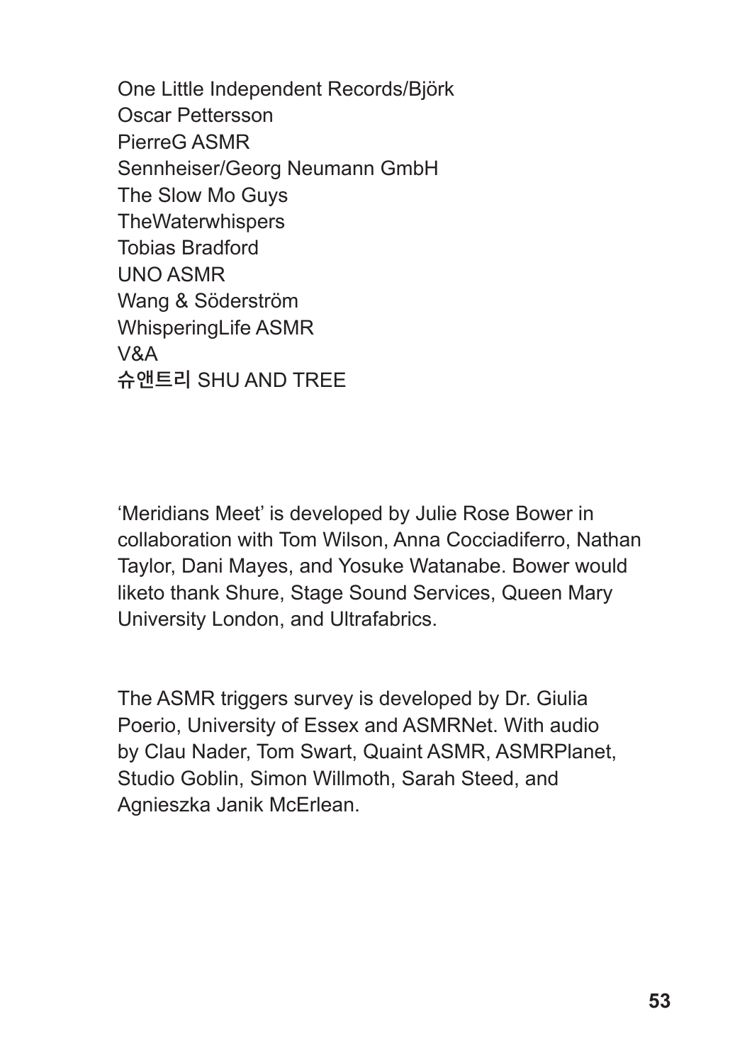One Little Independent Records/Björk
Oscar Pettersson
PierreG ASMR
Sennheiser/Georg Neumann GmbH
The Slow Mo Guys
TheWaterwhispers
Tobias Bradford
UNO ASMR
Wang & Söderström
WhisperingLife ASMR
V&A
슈앤트리 SHU AND TREE

'Meridians Meet' is developed by Julie Rose Bower in collaboration with Tom Wilson, Anna Cocciadiferro, Nathan Taylor, Dani Mayes, and Yosuke Watanabe. Bower would liketo thank Shure, Stage Sound Services, Queen Mary University London, and Ultrafabrics.

The ASMR triggers survey is developed by Dr. Giulia Poerio, University of Essex and ASMRNet. With audio by Clau Nader, Tom Swart, Quaint ASMR, ASMRPlanet, Studio Goblin, Simon Willmoth, Sarah Steed, and Agnieszka Janik McErlean.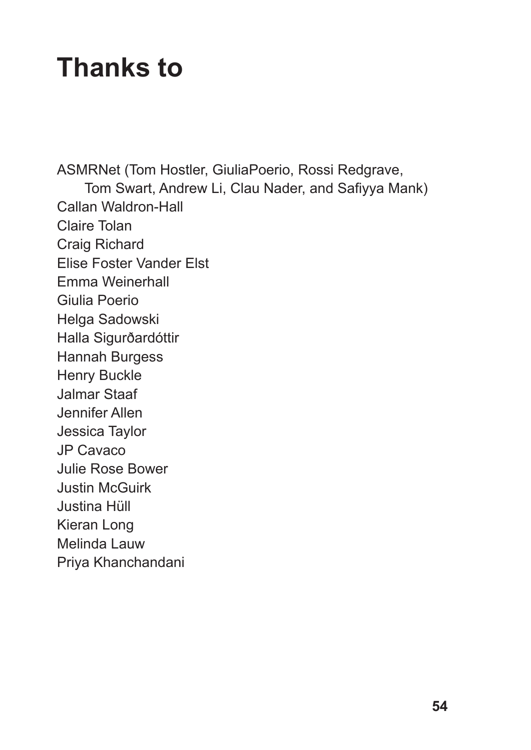# Thanks to

ASMRNet (Tom Hostler, GiuliaPoerio, Rossi Redgrave,
Tom Swart, Andrew Li, Clau Nader, and Safiyya Mank)
Callan Waldron-Hall
Claire Tolan
Craig Richard
Elise Foster Vander Elst
Emma Weinerhall
Giulia Poerio
Helga Sadowski
Halla Sigurðardóttir
Hannah Burgess
Henry Buckle
Jalmar Staaf
Jennifer Allen
Jessica Taylor
JP Cavaco
Julie Rose Bower
Justin McGuirk
Justina Hüll
Kieran Long
Melinda Lauw
Priya Khanchandani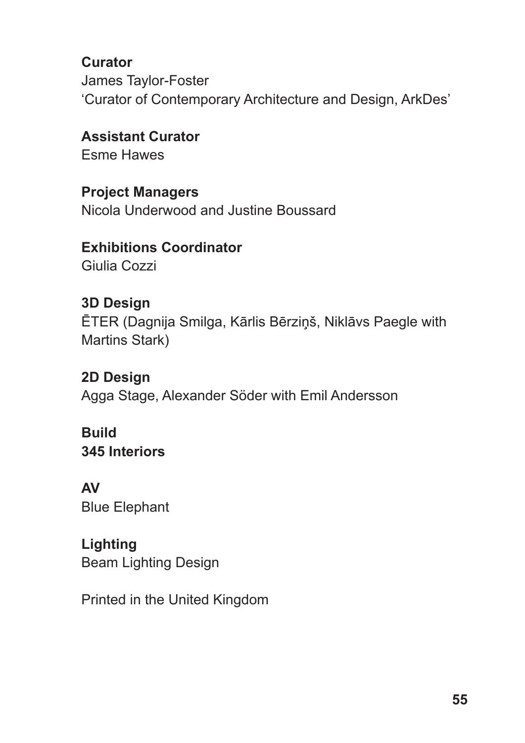**Curator**
James Taylor-Foster
'Curator of Contemporary Architecture and Design, ArkDes'

**Assistant Curator**
Esme Hawes

**Project Managers**
Nicola Underwood and Justine Boussard

**Exhibitions Coordinator**
Giulia Cozzi

**3D Design**
ĒTER (Dagnija Smilga, Kārlis Bērziņš, Niklāvs Paegle with Martins Stark)

**2D Design**
Agga Stage, Alexander Söder with Emil Andersson

**Build**
**345 Interiors**

**AV**
Blue Elephant

**Lighting**
Beam Lighting Design

Printed in the United Kingdom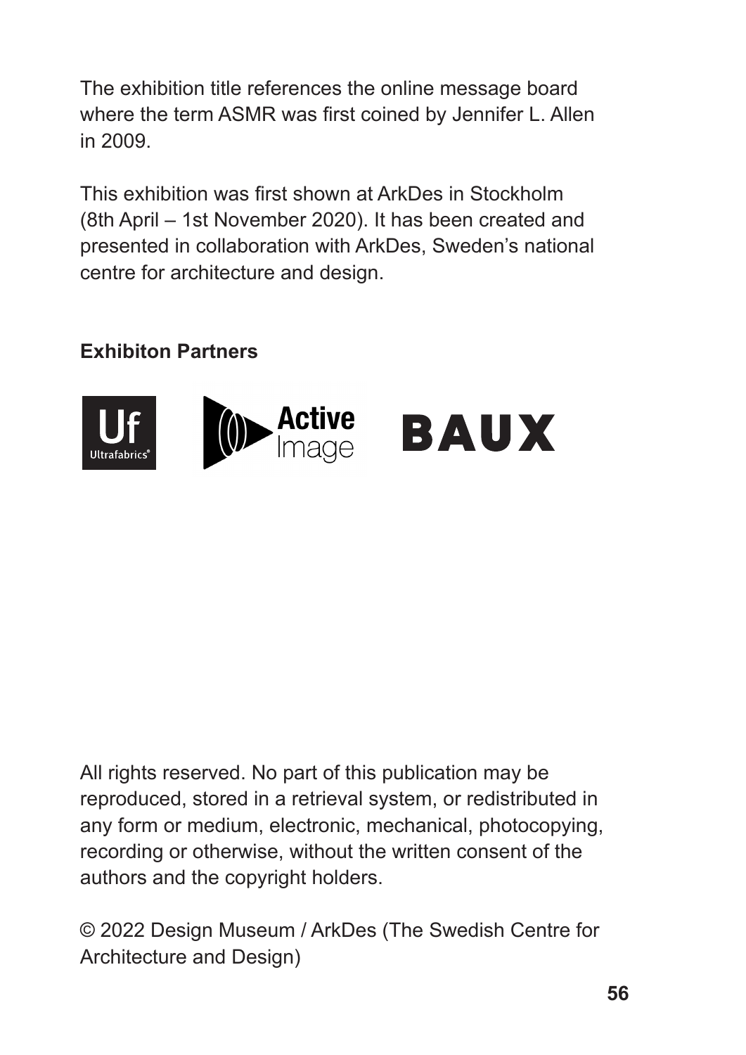The exhibition title references the online message board where the term ASMR was first coined by Jennifer L. Allen in 2009.

This exhibition was first shown at ArkDes in Stockholm (8th April – 1st November 2020). It has been created and presented in collaboration with ArkDes, Sweden's national centre for architecture and design.

**Exhibiton Partners**

Ultrafabrics Active Image BAUX

All rights reserved. No part of this publication may be reproduced, stored in a retrieval system, or redistributed in any form or medium, electronic, mechanical, photocopying, recording or otherwise, without the written consent of the authors and the copyright holders.

© 2022 Design Museum / ArkDes (The Swedish Centre for Architecture and Design)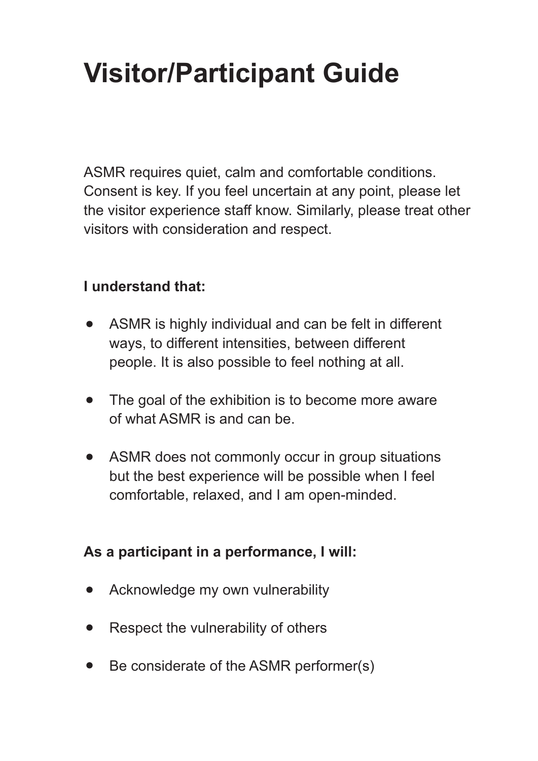# Visitor/Participant Guide

ASMR requires quiet, calm and comfortable conditions. Consent is key. If you feel uncertain at any point, please let the visitor experience staff know. Similarly, please treat other visitors with consideration and respect.

**I understand that:**

- ASMR is highly individual and can be felt in different ways, to different intensities, between different people. It is also possible to feel nothing at all.
- The goal of the exhibition is to become more aware of what ASMR is and can be.
- ASMR does not commonly occur in group situations but the best experience will be possible when I feel comfortable, relaxed, and I am open-minded.

**As a participant in a performance, I will:**

- Acknowledge my own vulnerability
- Respect the vulnerability of others
- Be considerate of the ASMR performer(s)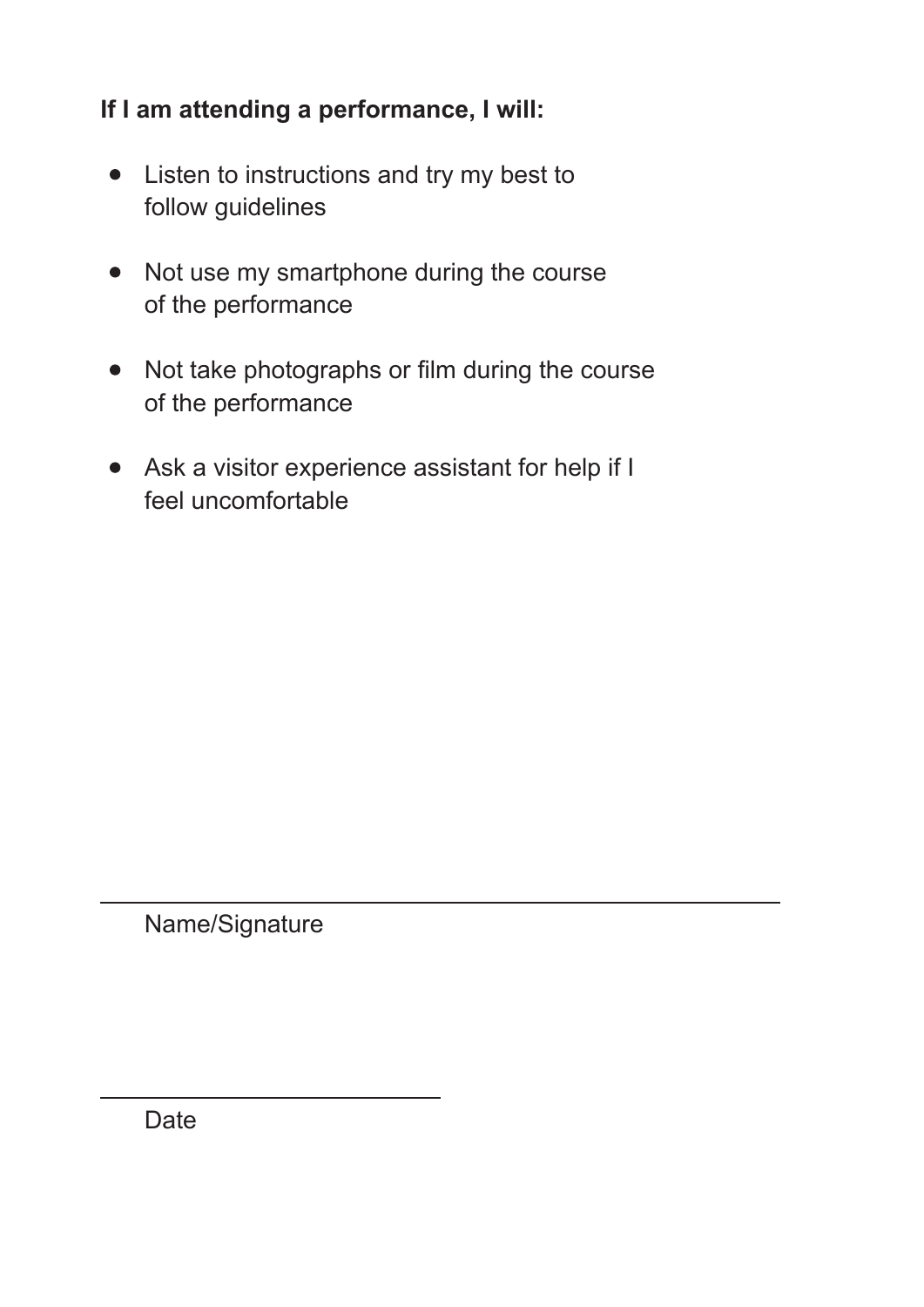**If I am attending a performance, I will:**

- Listen to instructions and try my best to follow guidelines
- Not use my smartphone during the course of the performance
- Not take photographs or film during the course of the performance
- Ask a visitor experience assistant for help if I feel uncomfortable

\_\_\_\_\_\_\_\_\_\_\_\_\_\_\_\_\_\_\_\_\_\_\_\_\_\_\_\_\_\_\_\_\_\_\_\_\_\_\_\_\_\_\_\_

Name/Signature

\_\_\_\_\_\_\_\_\_\_\_\_\_\_\_\_\_\_\_\_\_\_

Date